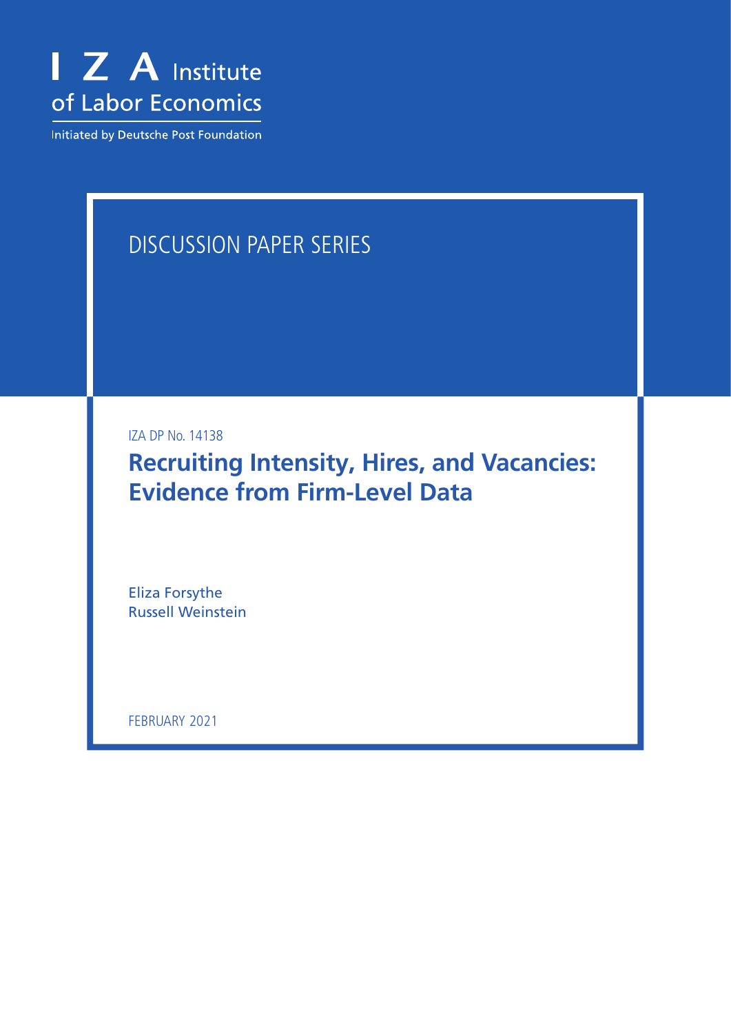I Z A Institute of Labor Economics

Initiated by Deutsche Post Foundation

DISCUSSION PAPER SERIES

IZA DP No. 14138

# Recruiting Intensity, Hires, and Vacancies: Evidence from Firm-Level Data

Eliza Forsythe
Russell Weinstein

FEBRUARY 2021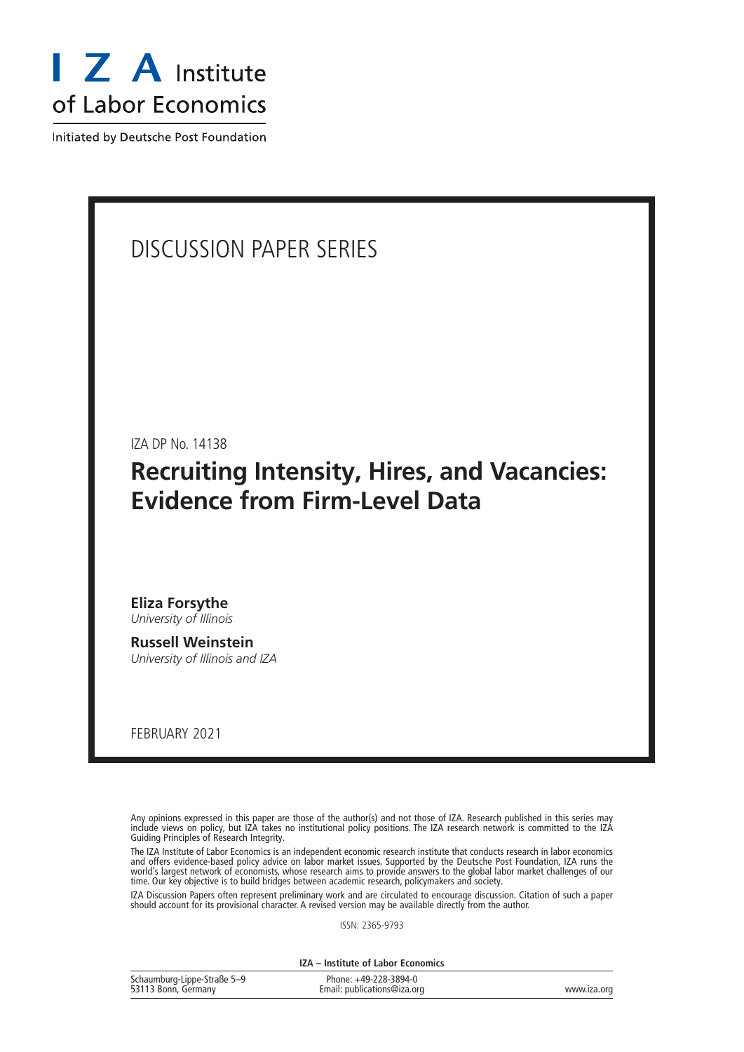I Z A Institute of Labor Economics

Initiated by Deutsche Post Foundation

# DISCUSSION PAPER SERIES

IZA DP No. 14138

## Recruiting Intensity, Hires, and Vacancies: Evidence from Firm-Level Data

**Eliza Forsythe**
*University of Illinois*

**Russell Weinstein**
*University of Illinois and IZA*

FEBRUARY 2021

Any opinions expressed in this paper are those of the author(s) and not those of IZA. Research published in this series may include views on policy, but IZA takes no institutional policy positions. The IZA research network is committed to the IZA Guiding Principles of Research Integrity.

The IZA Institute of Labor Economics is an independent economic research institute that conducts research in labor economics and offers evidence-based policy advice on labor market issues. Supported by the Deutsche Post Foundation, IZA runs the world's largest network of economists, whose research aims to provide answers to the global labor market challenges of our time. Our key objective is to build bridges between academic research, policymakers and society.

IZA Discussion Papers often represent preliminary work and are circulated to encourage discussion. Citation of such a paper should account for its provisional character. A revised version may be available directly from the author.

ISSN: 2365-9793

**IZA – Institute of Labor Economics**

| | | |
|---|---|---|
| Schaumburg-Lippe-Straße 5–9<br>53113 Bonn, Germany | Phone: +49-228-3894-0<br>Email: publications@iza.org | www.iza.org |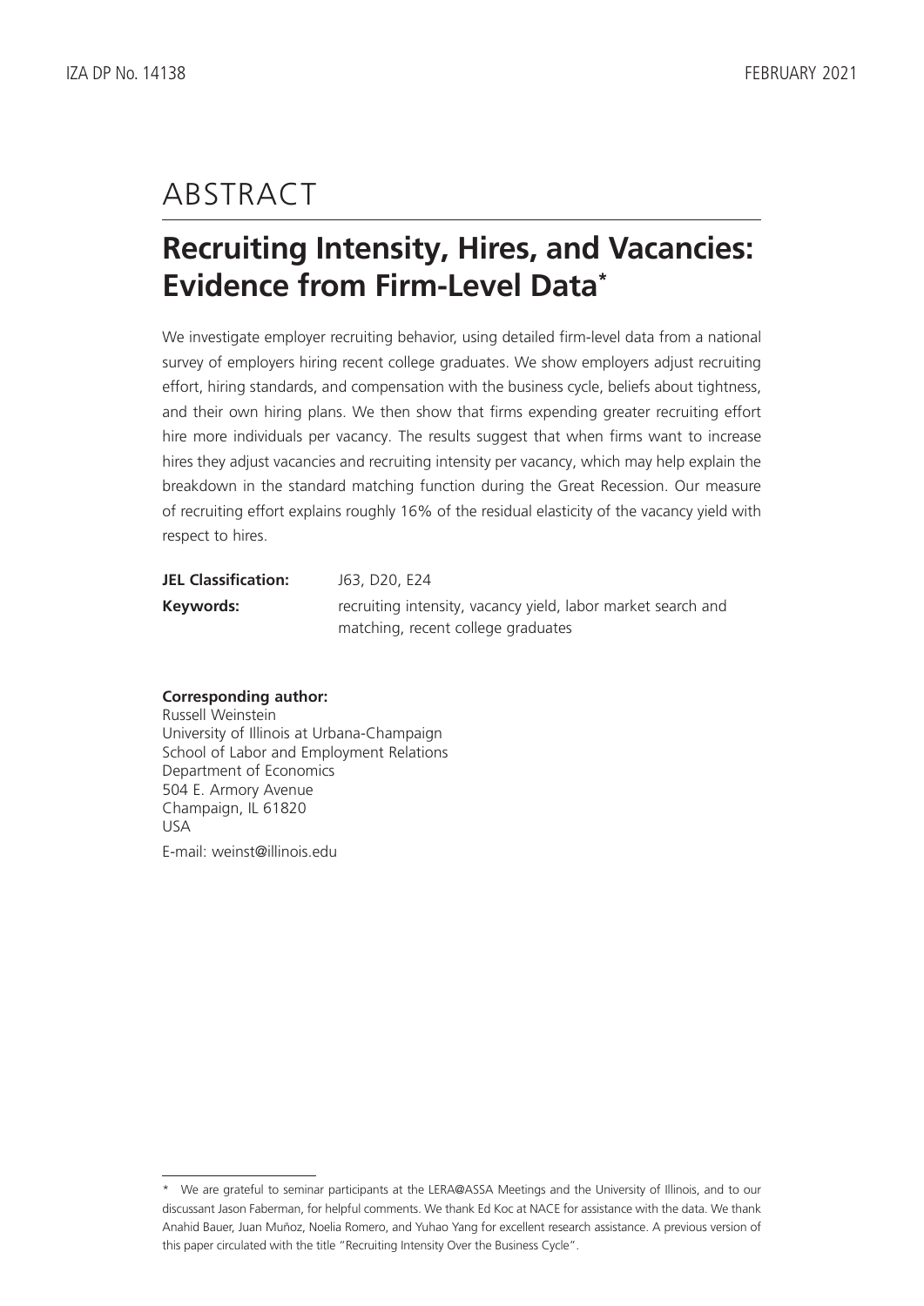# ABSTRACT

## Recruiting Intensity, Hires, and Vacancies: Evidence from Firm-Level Data*

We investigate employer recruiting behavior, using detailed firm-level data from a national survey of employers hiring recent college graduates. We show employers adjust recruiting effort, hiring standards, and compensation with the business cycle, beliefs about tightness, and their own hiring plans. We then show that firms expending greater recruiting effort hire more individuals per vacancy. The results suggest that when firms want to increase hires they adjust vacancies and recruiting intensity per vacancy, which may help explain the breakdown in the standard matching function during the Great Recession. Our measure of recruiting effort explains roughly 16% of the residual elasticity of the vacancy yield with respect to hires.

| | |
|---|---|
| **JEL Classification:** | J63, D20, E24 |
| **Keywords:** | recruiting intensity, vacancy yield, labor market search and matching, recent college graduates |

**Corresponding author:**
Russell Weinstein
University of Illinois at Urbana-Champaign
School of Labor and Employment Relations
Department of Economics
504 E. Armory Avenue
Champaign, IL 61820
USA

E-mail: weinst@illinois.edu

---

* We are grateful to seminar participants at the LERA@ASSA Meetings and the University of Illinois, and to our discussant Jason Faberman, for helpful comments. We thank Ed Koc at NACE for assistance with the data. We thank Anahid Bauer, Juan Muñoz, Noelia Romero, and Yuhao Yang for excellent research assistance. A previous version of this paper circulated with the title "Recruiting Intensity Over the Business Cycle".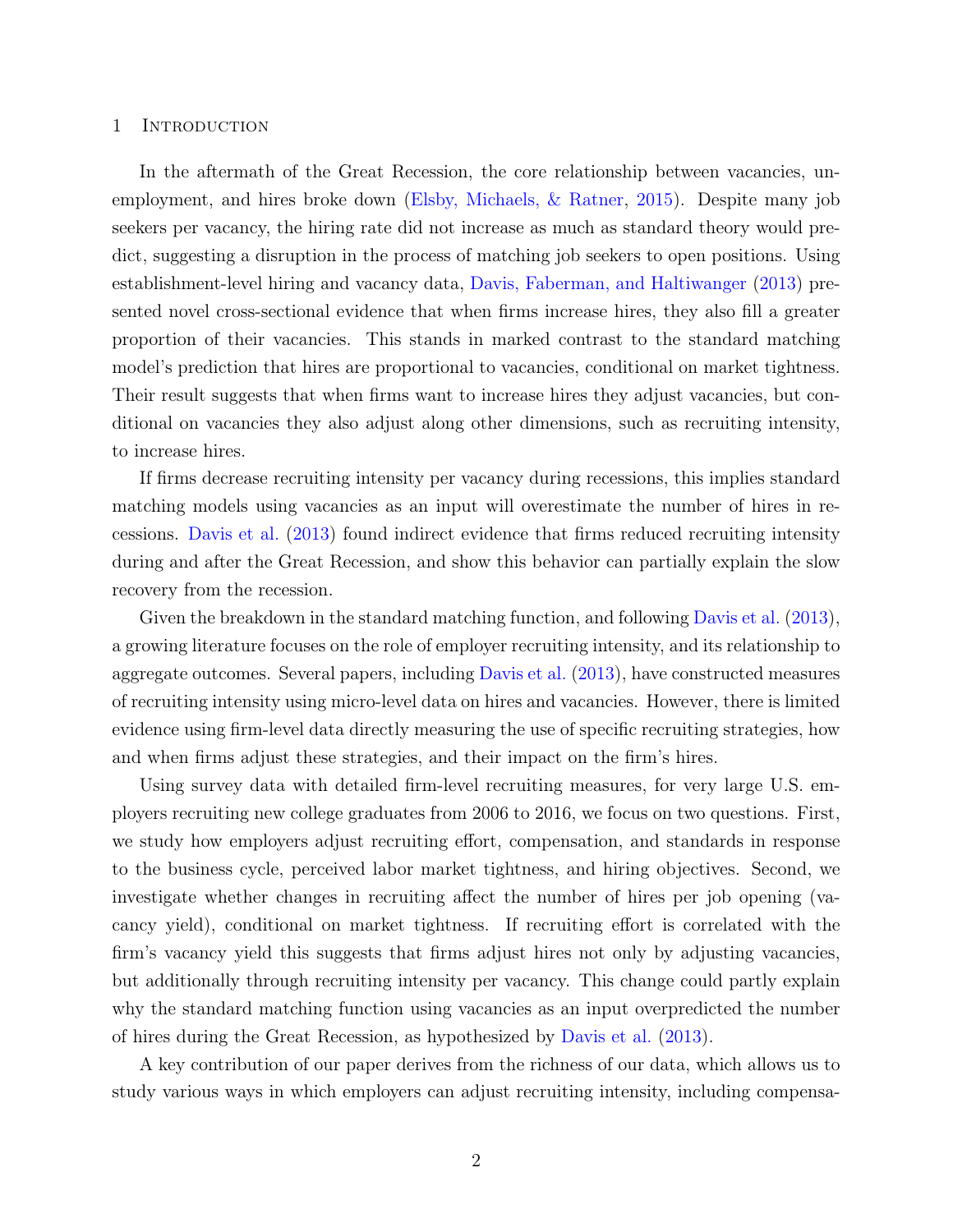## 1 Introduction

In the aftermath of the Great Recession, the core relationship between vacancies, unemployment, and hires broke down (Elsby, Michaels, & Ratner, 2015). Despite many job seekers per vacancy, the hiring rate did not increase as much as standard theory would predict, suggesting a disruption in the process of matching job seekers to open positions. Using establishment-level hiring and vacancy data, Davis, Faberman, and Haltiwanger (2013) presented novel cross-sectional evidence that when firms increase hires, they also fill a greater proportion of their vacancies. This stands in marked contrast to the standard matching model's prediction that hires are proportional to vacancies, conditional on market tightness. Their result suggests that when firms want to increase hires they adjust vacancies, but conditional on vacancies they also adjust along other dimensions, such as recruiting intensity, to increase hires.

If firms decrease recruiting intensity per vacancy during recessions, this implies standard matching models using vacancies as an input will overestimate the number of hires in recessions. Davis et al. (2013) found indirect evidence that firms reduced recruiting intensity during and after the Great Recession, and show this behavior can partially explain the slow recovery from the recession.

Given the breakdown in the standard matching function, and following Davis et al. (2013), a growing literature focuses on the role of employer recruiting intensity, and its relationship to aggregate outcomes. Several papers, including Davis et al. (2013), have constructed measures of recruiting intensity using micro-level data on hires and vacancies. However, there is limited evidence using firm-level data directly measuring the use of specific recruiting strategies, how and when firms adjust these strategies, and their impact on the firm's hires.

Using survey data with detailed firm-level recruiting measures, for very large U.S. employers recruiting new college graduates from 2006 to 2016, we focus on two questions. First, we study how employers adjust recruiting effort, compensation, and standards in response to the business cycle, perceived labor market tightness, and hiring objectives. Second, we investigate whether changes in recruiting affect the number of hires per job opening (vacancy yield), conditional on market tightness. If recruiting effort is correlated with the firm's vacancy yield this suggests that firms adjust hires not only by adjusting vacancies, but additionally through recruiting intensity per vacancy. This change could partly explain why the standard matching function using vacancies as an input overpredicted the number of hires during the Great Recession, as hypothesized by Davis et al. (2013).

A key contribution of our paper derives from the richness of our data, which allows us to study various ways in which employers can adjust recruiting intensity, including compensa-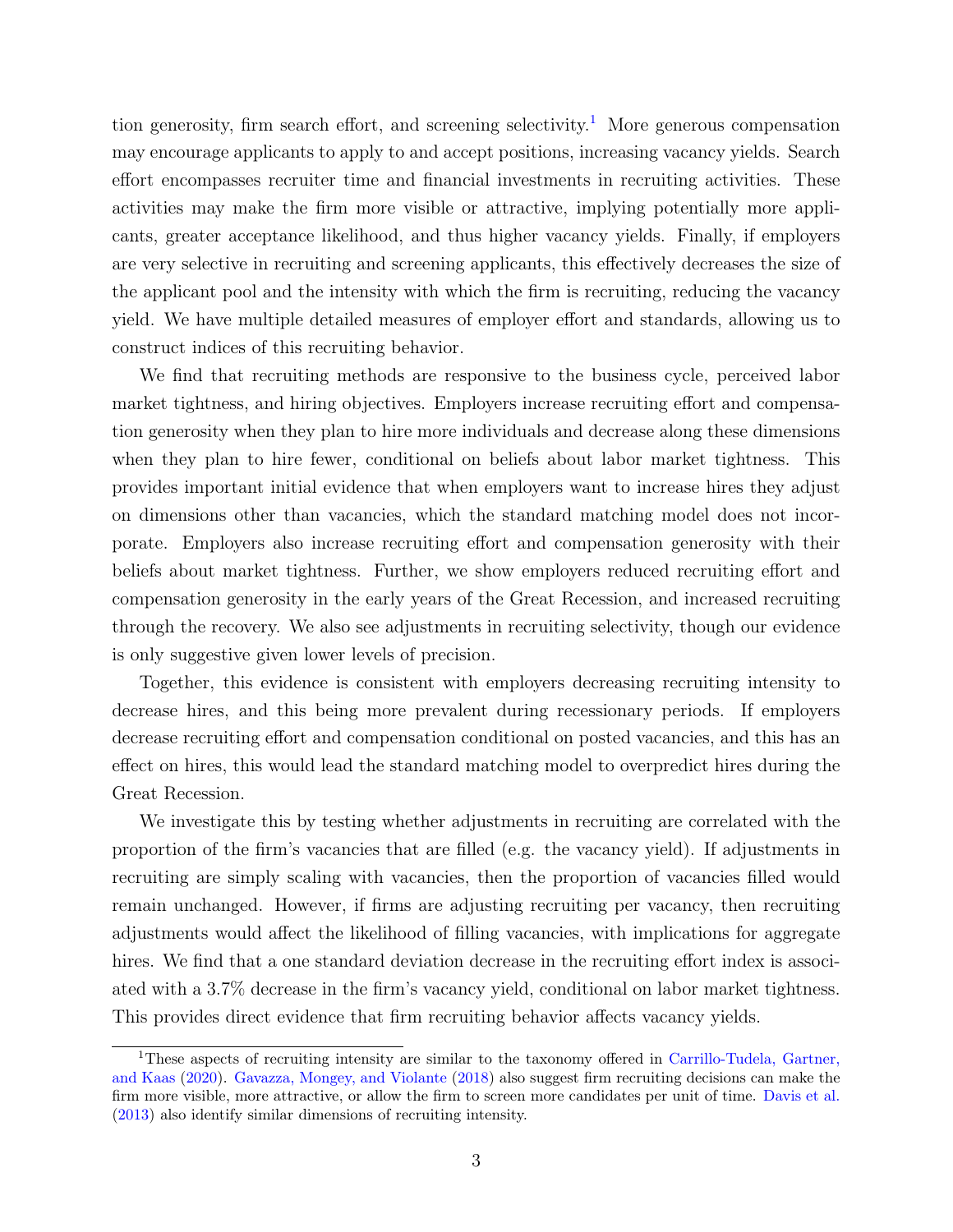tion generosity, firm search effort, and screening selectivity.[1] More generous compensation may encourage applicants to apply to and accept positions, increasing vacancy yields. Search effort encompasses recruiter time and financial investments in recruiting activities. These activities may make the firm more visible or attractive, implying potentially more applicants, greater acceptance likelihood, and thus higher vacancy yields. Finally, if employers are very selective in recruiting and screening applicants, this effectively decreases the size of the applicant pool and the intensity with which the firm is recruiting, reducing the vacancy yield. We have multiple detailed measures of employer effort and standards, allowing us to construct indices of this recruiting behavior.

We find that recruiting methods are responsive to the business cycle, perceived labor market tightness, and hiring objectives. Employers increase recruiting effort and compensation generosity when they plan to hire more individuals and decrease along these dimensions when they plan to hire fewer, conditional on beliefs about labor market tightness. This provides important initial evidence that when employers want to increase hires they adjust on dimensions other than vacancies, which the standard matching model does not incorporate. Employers also increase recruiting effort and compensation generosity with their beliefs about market tightness. Further, we show employers reduced recruiting effort and compensation generosity in the early years of the Great Recession, and increased recruiting through the recovery. We also see adjustments in recruiting selectivity, though our evidence is only suggestive given lower levels of precision.

Together, this evidence is consistent with employers decreasing recruiting intensity to decrease hires, and this being more prevalent during recessionary periods. If employers decrease recruiting effort and compensation conditional on posted vacancies, and this has an effect on hires, this would lead the standard matching model to overpredict hires during the Great Recession.

We investigate this by testing whether adjustments in recruiting are correlated with the proportion of the firm's vacancies that are filled (e.g. the vacancy yield). If adjustments in recruiting are simply scaling with vacancies, then the proportion of vacancies filled would remain unchanged. However, if firms are adjusting recruiting per vacancy, then recruiting adjustments would affect the likelihood of filling vacancies, with implications for aggregate hires. We find that a one standard deviation decrease in the recruiting effort index is associated with a 3.7% decrease in the firm's vacancy yield, conditional on labor market tightness. This provides direct evidence that firm recruiting behavior affects vacancy yields.

[1] These aspects of recruiting intensity are similar to the taxonomy offered in Carrillo-Tudela, Gartner, and Kaas (2020). Gavazza, Mongey, and Violante (2018) also suggest firm recruiting decisions can make the firm more visible, more attractive, or allow the firm to screen more candidates per unit of time. Davis et al. (2013) also identify similar dimensions of recruiting intensity.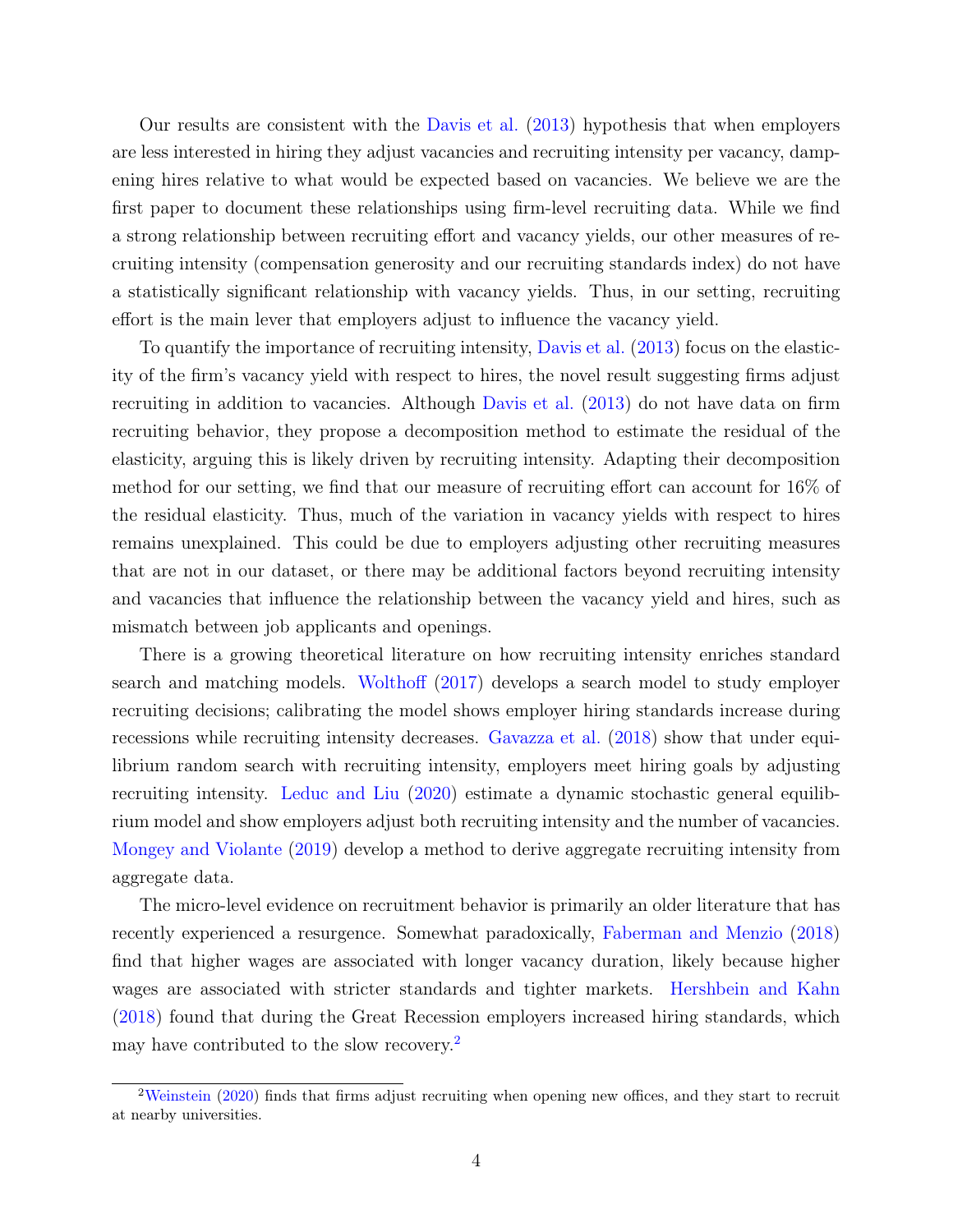Our results are consistent with the Davis et al. (2013) hypothesis that when employers are less interested in hiring they adjust vacancies and recruiting intensity per vacancy, dampening hires relative to what would be expected based on vacancies. We believe we are the first paper to document these relationships using firm-level recruiting data. While we find a strong relationship between recruiting effort and vacancy yields, our other measures of recruiting intensity (compensation generosity and our recruiting standards index) do not have a statistically significant relationship with vacancy yields. Thus, in our setting, recruiting effort is the main lever that employers adjust to influence the vacancy yield.

To quantify the importance of recruiting intensity, Davis et al. (2013) focus on the elasticity of the firm's vacancy yield with respect to hires, the novel result suggesting firms adjust recruiting in addition to vacancies. Although Davis et al. (2013) do not have data on firm recruiting behavior, they propose a decomposition method to estimate the residual of the elasticity, arguing this is likely driven by recruiting intensity. Adapting their decomposition method for our setting, we find that our measure of recruiting effort can account for 16% of the residual elasticity. Thus, much of the variation in vacancy yields with respect to hires remains unexplained. This could be due to employers adjusting other recruiting measures that are not in our dataset, or there may be additional factors beyond recruiting intensity and vacancies that influence the relationship between the vacancy yield and hires, such as mismatch between job applicants and openings.

There is a growing theoretical literature on how recruiting intensity enriches standard search and matching models. Wolthoff (2017) develops a search model to study employer recruiting decisions; calibrating the model shows employer hiring standards increase during recessions while recruiting intensity decreases. Gavazza et al. (2018) show that under equilibrium random search with recruiting intensity, employers meet hiring goals by adjusting recruiting intensity. Leduc and Liu (2020) estimate a dynamic stochastic general equilibrium model and show employers adjust both recruiting intensity and the number of vacancies. Mongey and Violante (2019) develop a method to derive aggregate recruiting intensity from aggregate data.

The micro-level evidence on recruitment behavior is primarily an older literature that has recently experienced a resurgence. Somewhat paradoxically, Faberman and Menzio (2018) find that higher wages are associated with longer vacancy duration, likely because higher wages are associated with stricter standards and tighter markets. Hershbein and Kahn (2018) found that during the Great Recession employers increased hiring standards, which may have contributed to the slow recovery.[2]

[2] Weinstein (2020) finds that firms adjust recruiting when opening new offices, and they start to recruit at nearby universities.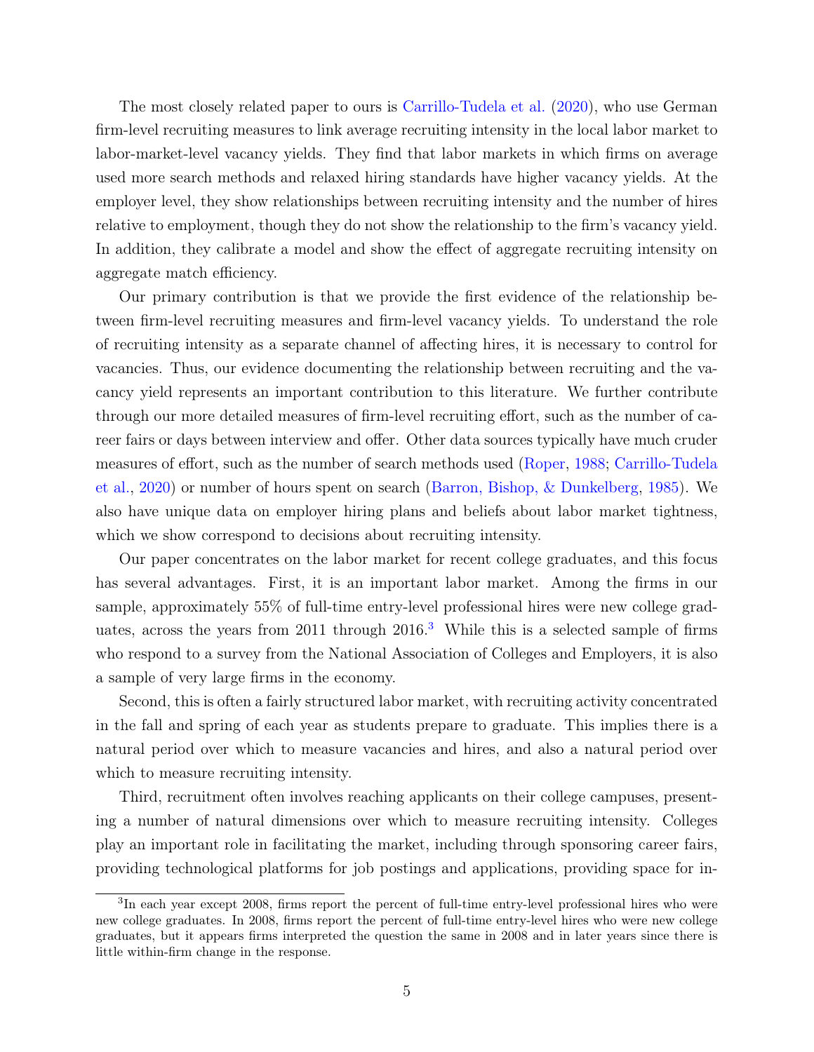The most closely related paper to ours is Carrillo-Tudela et al. (2020), who use German firm-level recruiting measures to link average recruiting intensity in the local labor market to labor-market-level vacancy yields. They find that labor markets in which firms on average used more search methods and relaxed hiring standards have higher vacancy yields. At the employer level, they show relationships between recruiting intensity and the number of hires relative to employment, though they do not show the relationship to the firm's vacancy yield. In addition, they calibrate a model and show the effect of aggregate recruiting intensity on aggregate match efficiency.

Our primary contribution is that we provide the first evidence of the relationship between firm-level recruiting measures and firm-level vacancy yields. To understand the role of recruiting intensity as a separate channel of affecting hires, it is necessary to control for vacancies. Thus, our evidence documenting the relationship between recruiting and the vacancy yield represents an important contribution to this literature. We further contribute through our more detailed measures of firm-level recruiting effort, such as the number of career fairs or days between interview and offer. Other data sources typically have much cruder measures of effort, such as the number of search methods used (Roper, 1988; Carrillo-Tudela et al., 2020) or number of hours spent on search (Barron, Bishop, & Dunkelberg, 1985). We also have unique data on employer hiring plans and beliefs about labor market tightness, which we show correspond to decisions about recruiting intensity.

Our paper concentrates on the labor market for recent college graduates, and this focus has several advantages. First, it is an important labor market. Among the firms in our sample, approximately 55% of full-time entry-level professional hires were new college graduates, across the years from 2011 through 2016.[3] While this is a selected sample of firms who respond to a survey from the National Association of Colleges and Employers, it is also a sample of very large firms in the economy.

Second, this is often a fairly structured labor market, with recruiting activity concentrated in the fall and spring of each year as students prepare to graduate. This implies there is a natural period over which to measure vacancies and hires, and also a natural period over which to measure recruiting intensity.

Third, recruitment often involves reaching applicants on their college campuses, presenting a number of natural dimensions over which to measure recruiting intensity. Colleges play an important role in facilitating the market, including through sponsoring career fairs, providing technological platforms for job postings and applications, providing space for in-

[3] In each year except 2008, firms report the percent of full-time entry-level professional hires who were new college graduates. In 2008, firms report the percent of full-time entry-level hires who were new college graduates, but it appears firms interpreted the question the same in 2008 and in later years since there is little within-firm change in the response.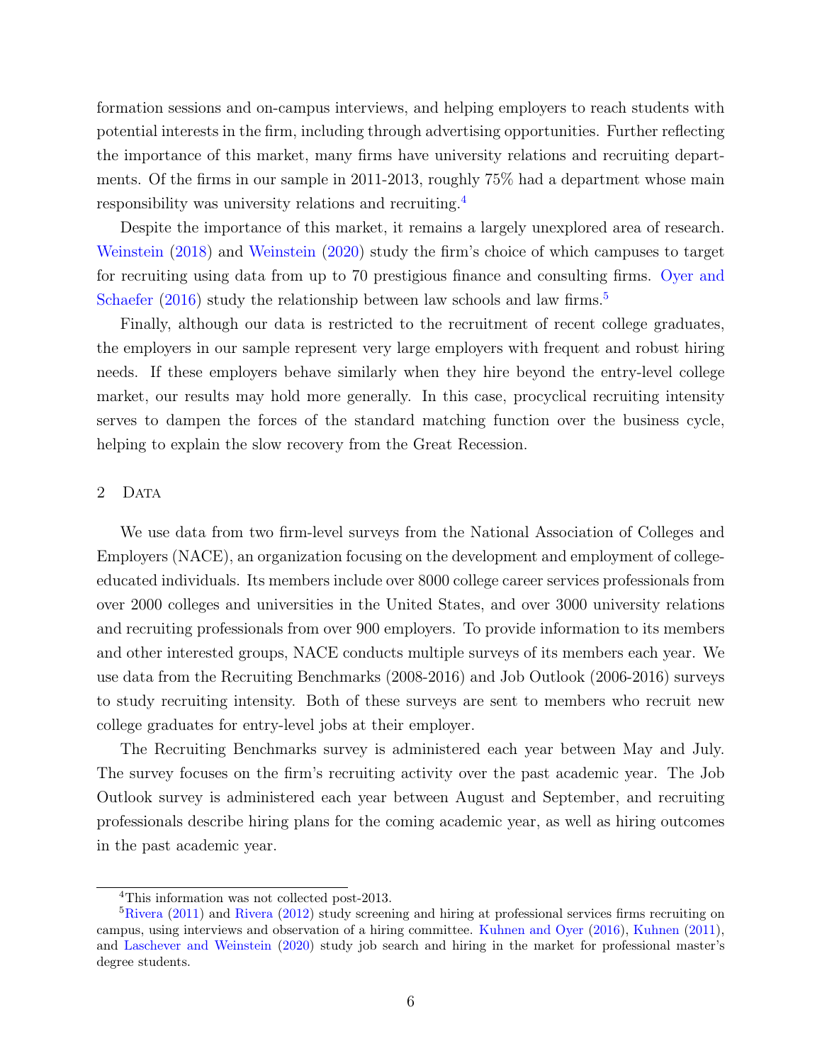formation sessions and on-campus interviews, and helping employers to reach students with potential interests in the firm, including through advertising opportunities. Further reflecting the importance of this market, many firms have university relations and recruiting departments. Of the firms in our sample in 2011-2013, roughly 75% had a department whose main responsibility was university relations and recruiting.[4]

Despite the importance of this market, it remains a largely unexplored area of research. Weinstein (2018) and Weinstein (2020) study the firm's choice of which campuses to target for recruiting using data from up to 70 prestigious finance and consulting firms. Oyer and Schaefer (2016) study the relationship between law schools and law firms.[5]

Finally, although our data is restricted to the recruitment of recent college graduates, the employers in our sample represent very large employers with frequent and robust hiring needs. If these employers behave similarly when they hire beyond the entry-level college market, our results may hold more generally. In this case, procyclical recruiting intensity serves to dampen the forces of the standard matching function over the business cycle, helping to explain the slow recovery from the Great Recession.

## 2 Data

We use data from two firm-level surveys from the National Association of Colleges and Employers (NACE), an organization focusing on the development and employment of college-educated individuals. Its members include over 8000 college career services professionals from over 2000 colleges and universities in the United States, and over 3000 university relations and recruiting professionals from over 900 employers. To provide information to its members and other interested groups, NACE conducts multiple surveys of its members each year. We use data from the Recruiting Benchmarks (2008-2016) and Job Outlook (2006-2016) surveys to study recruiting intensity. Both of these surveys are sent to members who recruit new college graduates for entry-level jobs at their employer.

The Recruiting Benchmarks survey is administered each year between May and July. The survey focuses on the firm's recruiting activity over the past academic year. The Job Outlook survey is administered each year between August and September, and recruiting professionals describe hiring plans for the coming academic year, as well as hiring outcomes in the past academic year.

[4] This information was not collected post-2013.

[5] Rivera (2011) and Rivera (2012) study screening and hiring at professional services firms recruiting on campus, using interviews and observation of a hiring committee. Kuhnen and Oyer (2016), Kuhnen (2011), and Laschever and Weinstein (2020) study job search and hiring in the market for professional master's degree students.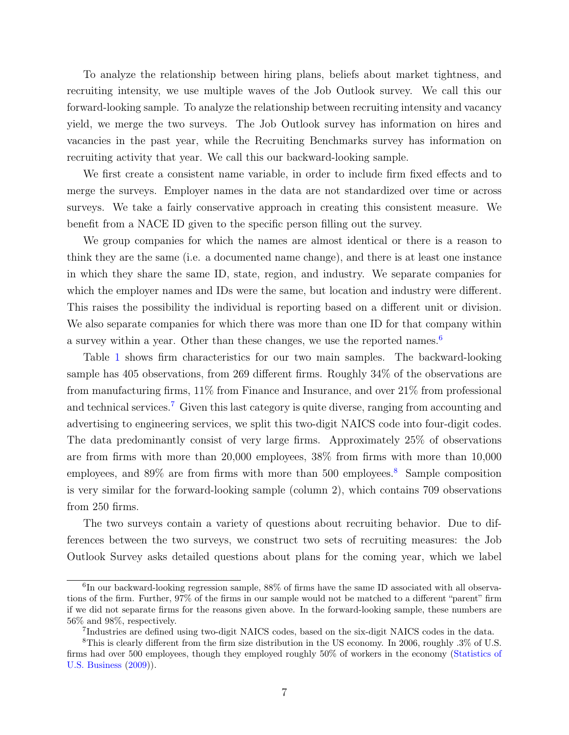To analyze the relationship between hiring plans, beliefs about market tightness, and recruiting intensity, we use multiple waves of the Job Outlook survey. We call this our forward-looking sample. To analyze the relationship between recruiting intensity and vacancy yield, we merge the two surveys. The Job Outlook survey has information on hires and vacancies in the past year, while the Recruiting Benchmarks survey has information on recruiting activity that year. We call this our backward-looking sample.

We first create a consistent name variable, in order to include firm fixed effects and to merge the surveys. Employer names in the data are not standardized over time or across surveys. We take a fairly conservative approach in creating this consistent measure. We benefit from a NACE ID given to the specific person filling out the survey.

We group companies for which the names are almost identical or there is a reason to think they are the same (i.e. a documented name change), and there is at least one instance in which they share the same ID, state, region, and industry. We separate companies for which the employer names and IDs were the same, but location and industry were different. This raises the possibility the individual is reporting based on a different unit or division. We also separate companies for which there was more than one ID for that company within a survey within a year. Other than these changes, we use the reported names.[6]

Table 1 shows firm characteristics for our two main samples. The backward-looking sample has 405 observations, from 269 different firms. Roughly 34% of the observations are from manufacturing firms, 11% from Finance and Insurance, and over 21% from professional and technical services.[7] Given this last category is quite diverse, ranging from accounting and advertising to engineering services, we split this two-digit NAICS code into four-digit codes. The data predominantly consist of very large firms. Approximately 25% of observations are from firms with more than 20,000 employees, 38% from firms with more than 10,000 employees, and 89% are from firms with more than 500 employees.[8] Sample composition is very similar for the forward-looking sample (column 2), which contains 709 observations from 250 firms.

The two surveys contain a variety of questions about recruiting behavior. Due to differences between the two surveys, we construct two sets of recruiting measures: the Job Outlook Survey asks detailed questions about plans for the coming year, which we label

[6] In our backward-looking regression sample, 88% of firms have the same ID associated with all observations of the firm. Further, 97% of the firms in our sample would not be matched to a different "parent" firm if we did not separate firms for the reasons given above. In the forward-looking sample, these numbers are 56% and 98%, respectively.

[7] Industries are defined using two-digit NAICS codes, based on the six-digit NAICS codes in the data.

[8] This is clearly different from the firm size distribution in the US economy. In 2006, roughly .3% of U.S. firms had over 500 employees, though they employed roughly 50% of workers in the economy (Statistics of U.S. Business (2009)).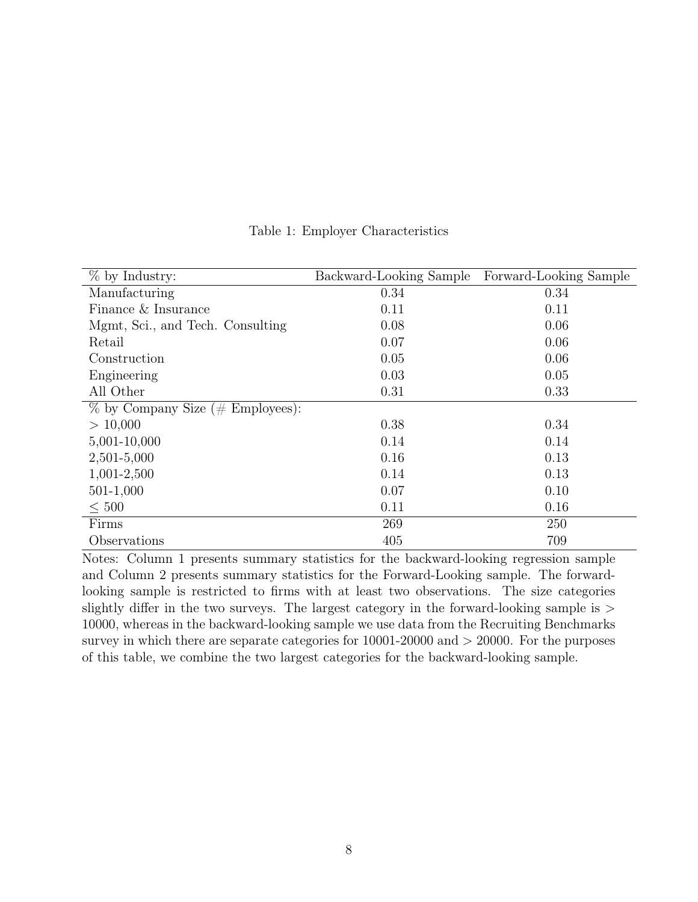Table 1: Employer Characteristics

| % by Industry: | Backward-Looking Sample | Forward-Looking Sample |
| --- | --- | --- |
| Manufacturing | 0.34 | 0.34 |
| Finance & Insurance | 0.11 | 0.11 |
| Mgmt, Sci., and Tech. Consulting | 0.08 | 0.06 |
| Retail | 0.07 | 0.06 |
| Construction | 0.05 | 0.06 |
| Engineering | 0.03 | 0.05 |
| All Other | 0.31 | 0.33 |
| % by Company Size (# Employees): | | |
| $> 10{,}000$ | 0.38 | 0.34 |
| 5,001-10,000 | 0.14 | 0.14 |
| 2,501-5,000 | 0.16 | 0.13 |
| 1,001-2,500 | 0.14 | 0.13 |
| 501-1,000 | 0.07 | 0.10 |
| $\leq 500$ | 0.11 | 0.16 |
| Firms | 269 | 250 |
| Observations | 405 | 709 |

Notes: Column 1 presents summary statistics for the backward-looking regression sample and Column 2 presents summary statistics for the Forward-Looking sample. The forward-looking sample is restricted to firms with at least two observations. The size categories slightly differ in the two surveys. The largest category in the forward-looking sample is $>$ 10000, whereas in the backward-looking sample we use data from the Recruiting Benchmarks survey in which there are separate categories for 10001-20000 and $>$ 20000. For the purposes of this table, we combine the two largest categories for the backward-looking sample.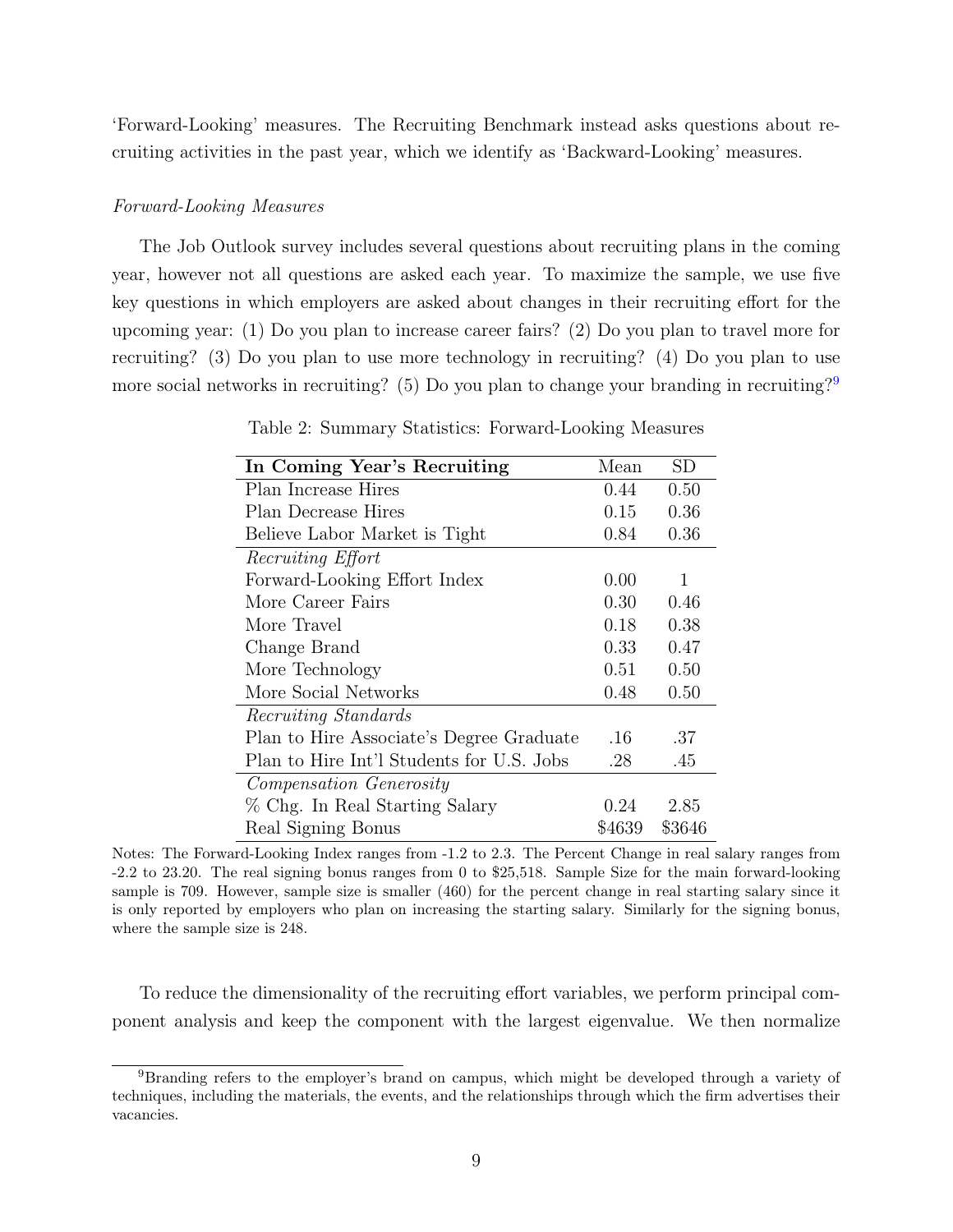'Forward-Looking' measures. The Recruiting Benchmark instead asks questions about recruiting activities in the past year, which we identify as 'Backward-Looking' measures.

*Forward-Looking Measures*

The Job Outlook survey includes several questions about recruiting plans in the coming year, however not all questions are asked each year. To maximize the sample, we use five key questions in which employers are asked about changes in their recruiting effort for the upcoming year: (1) Do you plan to increase career fairs? (2) Do you plan to travel more for recruiting? (3) Do you plan to use more technology in recruiting? (4) Do you plan to use more social networks in recruiting? (5) Do you plan to change your branding in recruiting?[9]

Table 2: Summary Statistics: Forward-Looking Measures

| **In Coming Year's Recruiting** | Mean | SD |
|---|---|---|
| Plan Increase Hires | 0.44 | 0.50 |
| Plan Decrease Hires | 0.15 | 0.36 |
| Believe Labor Market is Tight | 0.84 | 0.36 |
| *Recruiting Effort* | | |
| Forward-Looking Effort Index | 0.00 | 1 |
| More Career Fairs | 0.30 | 0.46 |
| More Travel | 0.18 | 0.38 |
| Change Brand | 0.33 | 0.47 |
| More Technology | 0.51 | 0.50 |
| More Social Networks | 0.48 | 0.50 |
| *Recruiting Standards* | | |
| Plan to Hire Associate's Degree Graduate | .16 | .37 |
| Plan to Hire Int'l Students for U.S. Jobs | .28 | .45 |
| *Compensation Generosity* | | |
| % Chg. In Real Starting Salary | 0.24 | 2.85 |
| Real Signing Bonus | $4639 | $3646 |

Notes: The Forward-Looking Index ranges from -1.2 to 2.3. The Percent Change in real salary ranges from -2.2 to 23.20. The real signing bonus ranges from 0 to $25,518. Sample Size for the main forward-looking sample is 709. However, sample size is smaller (460) for the percent change in real starting salary since it is only reported by employers who plan on increasing the starting salary. Similarly for the signing bonus, where the sample size is 248.

To reduce the dimensionality of the recruiting effort variables, we perform principal component analysis and keep the component with the largest eigenvalue. We then normalize

[9] Branding refers to the employer's brand on campus, which might be developed through a variety of techniques, including the materials, the events, and the relationships through which the firm advertises their vacancies.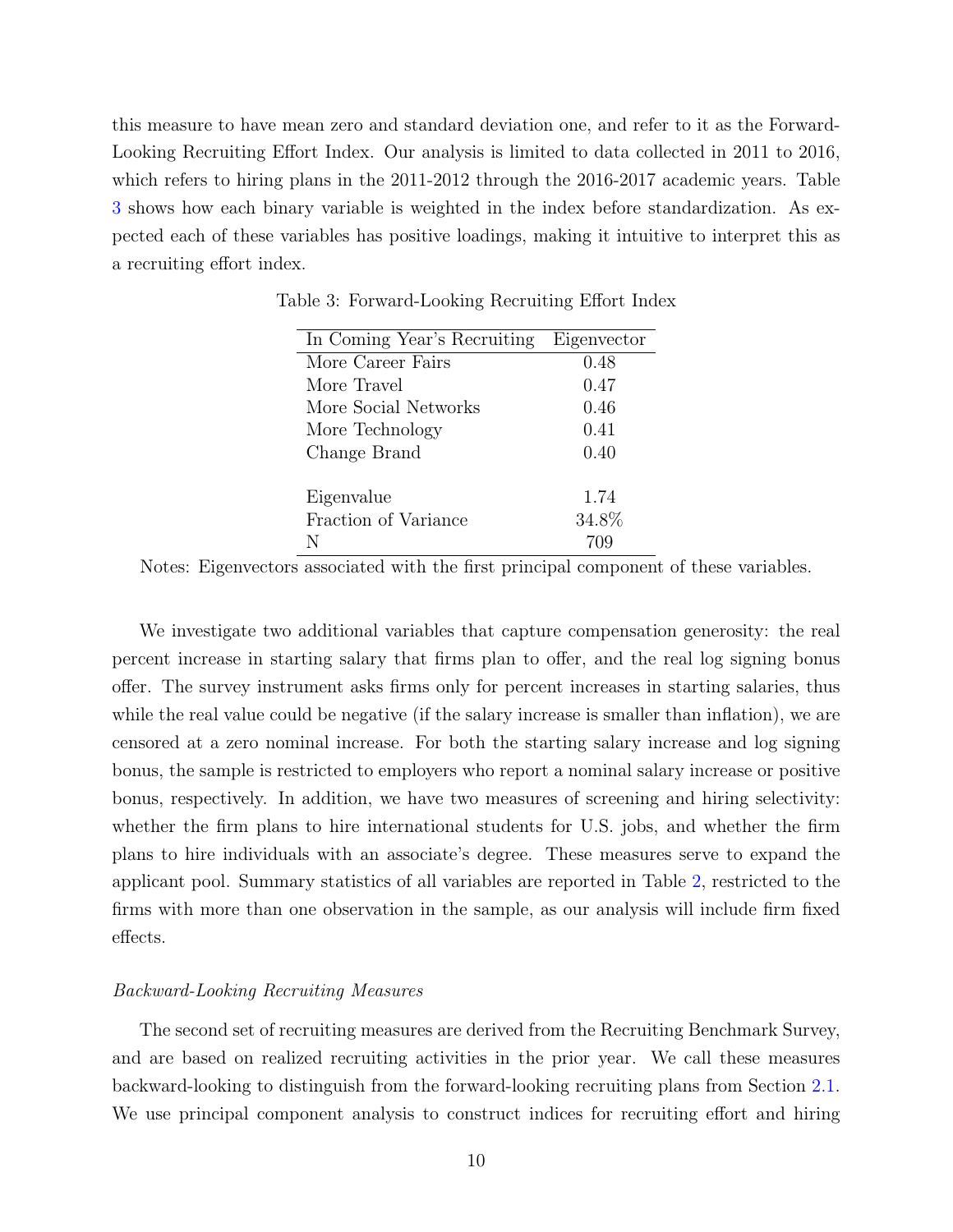this measure to have mean zero and standard deviation one, and refer to it as the Forward-Looking Recruiting Effort Index. Our analysis is limited to data collected in 2011 to 2016, which refers to hiring plans in the 2011-2012 through the 2016-2017 academic years. Table 3 shows how each binary variable is weighted in the index before standardization. As expected each of these variables has positive loadings, making it intuitive to interpret this as a recruiting effort index.

Table 3: Forward-Looking Recruiting Effort Index

| In Coming Year's Recruiting | Eigenvector |
|---|---|
| More Career Fairs | 0.48 |
| More Travel | 0.47 |
| More Social Networks | 0.46 |
| More Technology | 0.41 |
| Change Brand | 0.40 |
| | |
| Eigenvalue | 1.74 |
| Fraction of Variance | 34.8% |
| N | 709 |

Notes: Eigenvectors associated with the first principal component of these variables.

We investigate two additional variables that capture compensation generosity: the real percent increase in starting salary that firms plan to offer, and the real log signing bonus offer. The survey instrument asks firms only for percent increases in starting salaries, thus while the real value could be negative (if the salary increase is smaller than inflation), we are censored at a zero nominal increase. For both the starting salary increase and log signing bonus, the sample is restricted to employers who report a nominal salary increase or positive bonus, respectively. In addition, we have two measures of screening and hiring selectivity: whether the firm plans to hire international students for U.S. jobs, and whether the firm plans to hire individuals with an associate's degree. These measures serve to expand the applicant pool. Summary statistics of all variables are reported in Table 2, restricted to the firms with more than one observation in the sample, as our analysis will include firm fixed effects.

*Backward-Looking Recruiting Measures*

The second set of recruiting measures are derived from the Recruiting Benchmark Survey, and are based on realized recruiting activities in the prior year. We call these measures backward-looking to distinguish from the forward-looking recruiting plans from Section 2.1. We use principal component analysis to construct indices for recruiting effort and hiring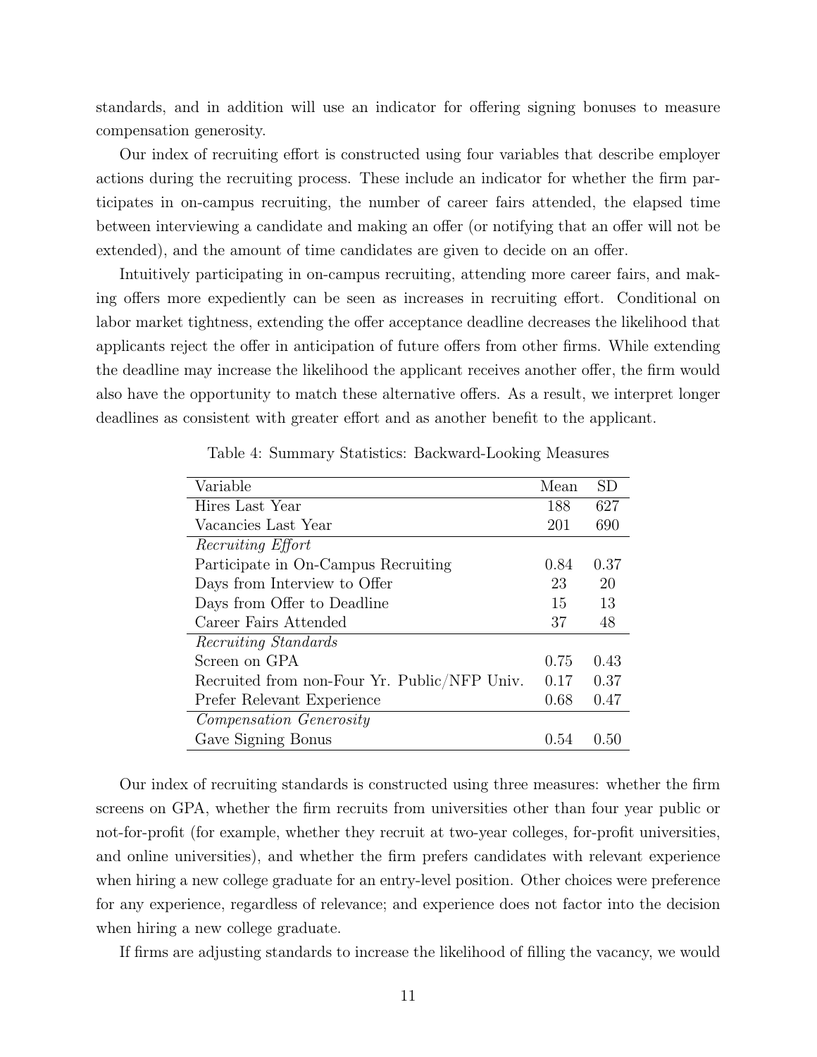standards, and in addition will use an indicator for offering signing bonuses to measure compensation generosity.

Our index of recruiting effort is constructed using four variables that describe employer actions during the recruiting process. These include an indicator for whether the firm participates in on-campus recruiting, the number of career fairs attended, the elapsed time between interviewing a candidate and making an offer (or notifying that an offer will not be extended), and the amount of time candidates are given to decide on an offer.

Intuitively participating in on-campus recruiting, attending more career fairs, and making offers more expediently can be seen as increases in recruiting effort. Conditional on labor market tightness, extending the offer acceptance deadline decreases the likelihood that applicants reject the offer in anticipation of future offers from other firms. While extending the deadline may increase the likelihood the applicant receives another offer, the firm would also have the opportunity to match these alternative offers. As a result, we interpret longer deadlines as consistent with greater effort and as another benefit to the applicant.

Table 4: Summary Statistics: Backward-Looking Measures

| Variable | Mean | SD |
|---|---|---|
| Hires Last Year | 188 | 627 |
| Vacancies Last Year | 201 | 690 |
| *Recruiting Effort* | | |
| Participate in On-Campus Recruiting | 0.84 | 0.37 |
| Days from Interview to Offer | 23 | 20 |
| Days from Offer to Deadline | 15 | 13 |
| Career Fairs Attended | 37 | 48 |
| *Recruiting Standards* | | |
| Screen on GPA | 0.75 | 0.43 |
| Recruited from non-Four Yr. Public/NFP Univ. | 0.17 | 0.37 |
| Prefer Relevant Experience | 0.68 | 0.47 |
| *Compensation Generosity* | | |
| Gave Signing Bonus | 0.54 | 0.50 |

Our index of recruiting standards is constructed using three measures: whether the firm screens on GPA, whether the firm recruits from universities other than four year public or not-for-profit (for example, whether they recruit at two-year colleges, for-profit universities, and online universities), and whether the firm prefers candidates with relevant experience when hiring a new college graduate for an entry-level position. Other choices were preference for any experience, regardless of relevance; and experience does not factor into the decision when hiring a new college graduate.

If firms are adjusting standards to increase the likelihood of filling the vacancy, we would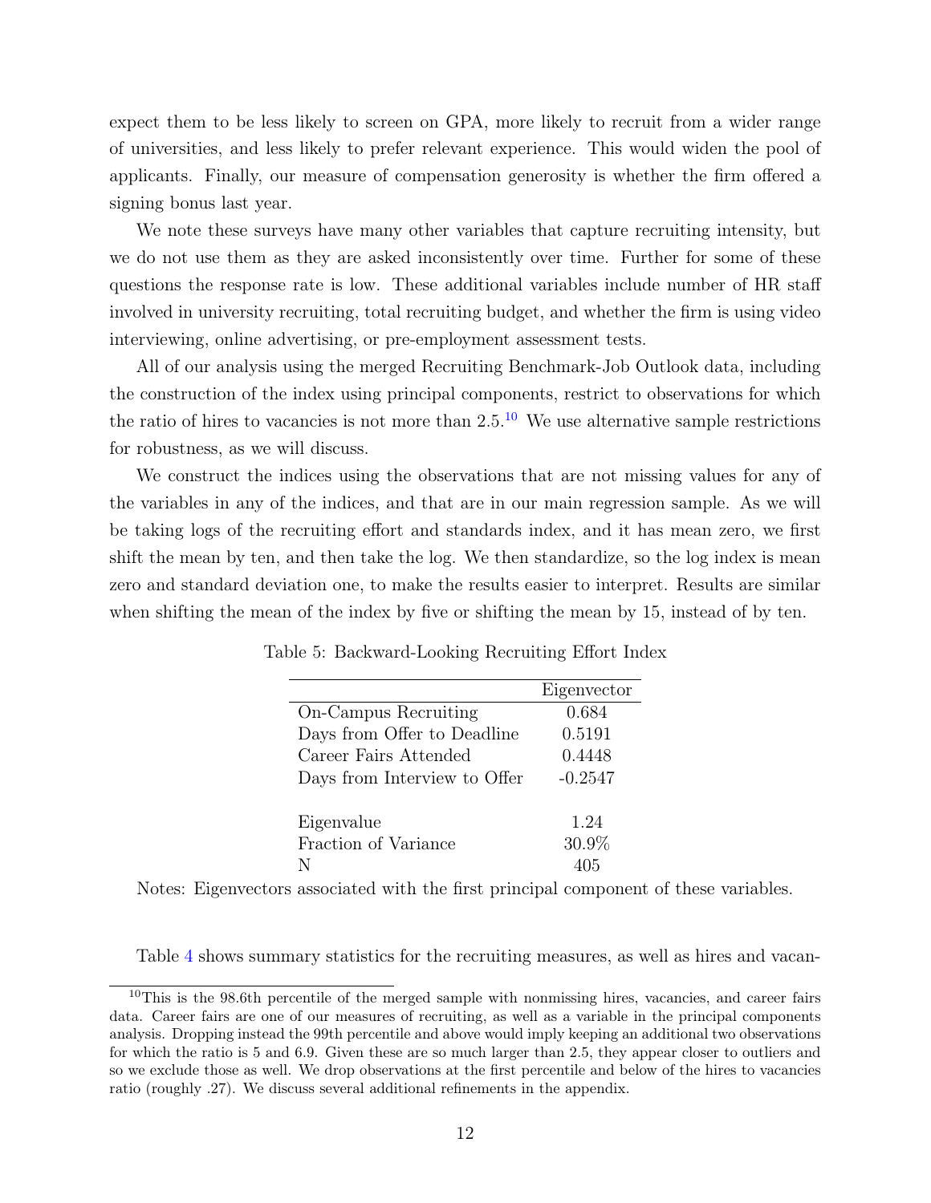expect them to be less likely to screen on GPA, more likely to recruit from a wider range of universities, and less likely to prefer relevant experience. This would widen the pool of applicants. Finally, our measure of compensation generosity is whether the firm offered a signing bonus last year.

We note these surveys have many other variables that capture recruiting intensity, but we do not use them as they are asked inconsistently over time. Further for some of these questions the response rate is low. These additional variables include number of HR staff involved in university recruiting, total recruiting budget, and whether the firm is using video interviewing, online advertising, or pre-employment assessment tests.

All of our analysis using the merged Recruiting Benchmark-Job Outlook data, including the construction of the index using principal components, restrict to observations for which the ratio of hires to vacancies is not more than 2.5.[10] We use alternative sample restrictions for robustness, as we will discuss.

We construct the indices using the observations that are not missing values for any of the variables in any of the indices, and that are in our main regression sample. As we will be taking logs of the recruiting effort and standards index, and it has mean zero, we first shift the mean by ten, and then take the log. We then standardize, so the log index is mean zero and standard deviation one, to make the results easier to interpret. Results are similar when shifting the mean of the index by five or shifting the mean by 15, instead of by ten.

Table 5: Backward-Looking Recruiting Effort Index

| | Eigenvector |
|---|---|
| On-Campus Recruiting | 0.684 |
| Days from Offer to Deadline | 0.5191 |
| Career Fairs Attended | 0.4448 |
| Days from Interview to Offer | -0.2547 |
| | |
| Eigenvalue | 1.24 |
| Fraction of Variance | 30.9% |
| N | 405 |

Notes: Eigenvectors associated with the first principal component of these variables.

Table 4 shows summary statistics for the recruiting measures, as well as hires and vacan-

[10] This is the 98.6th percentile of the merged sample with nonmissing hires, vacancies, and career fairs data. Career fairs are one of our measures of recruiting, as well as a variable in the principal components analysis. Dropping instead the 99th percentile and above would imply keeping an additional two observations for which the ratio is 5 and 6.9. Given these are so much larger than 2.5, they appear closer to outliers and so we exclude those as well. We drop observations at the first percentile and below of the hires to vacancies ratio (roughly .27). We discuss several additional refinements in the appendix.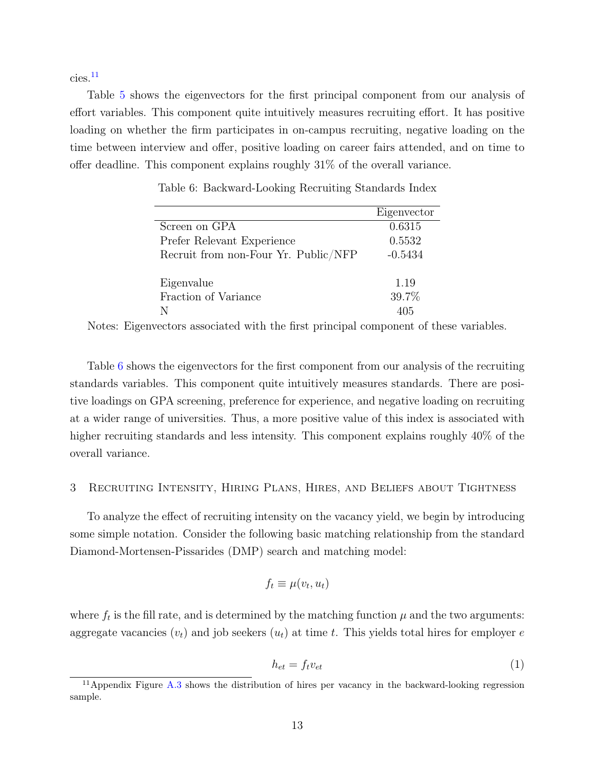cies.[11]

Table 5 shows the eigenvectors for the first principal component from our analysis of effort variables. This component quite intuitively measures recruiting effort. It has positive loading on whether the firm participates in on-campus recruiting, negative loading on the time between interview and offer, positive loading on career fairs attended, and on time to offer deadline. This component explains roughly 31% of the overall variance.

Table 6: Backward-Looking Recruiting Standards Index

| | Eigenvector |
|---|---|
| Screen on GPA | 0.6315 |
| Prefer Relevant Experience | 0.5532 |
| Recruit from non-Four Yr. Public/NFP | -0.5434 |
| | |
| Eigenvalue | 1.19 |
| Fraction of Variance | 39.7% |
| N | 405 |

Notes: Eigenvectors associated with the first principal component of these variables.

Table 6 shows the eigenvectors for the first component from our analysis of the recruiting standards variables. This component quite intuitively measures standards. There are positive loadings on GPA screening, preference for experience, and negative loading on recruiting at a wider range of universities. Thus, a more positive value of this index is associated with higher recruiting standards and less intensity. This component explains roughly 40% of the overall variance.

## 3 Recruiting Intensity, Hiring Plans, Hires, and Beliefs about Tightness

To analyze the effect of recruiting intensity on the vacancy yield, we begin by introducing some simple notation. Consider the following basic matching relationship from the standard Diamond-Mortensen-Pissarides (DMP) search and matching model:

$$f_t \equiv \mu(v_t, u_t)$$

where $f_t$ is the fill rate, and is determined by the matching function $\mu$ and the two arguments: aggregate vacancies ($v_t$) and job seekers ($u_t$) at time $t$. This yields total hires for employer $e$

$$h_{et} = f_t v_{et} \tag{1}$$

[11] Appendix Figure A.3 shows the distribution of hires per vacancy in the backward-looking regression sample.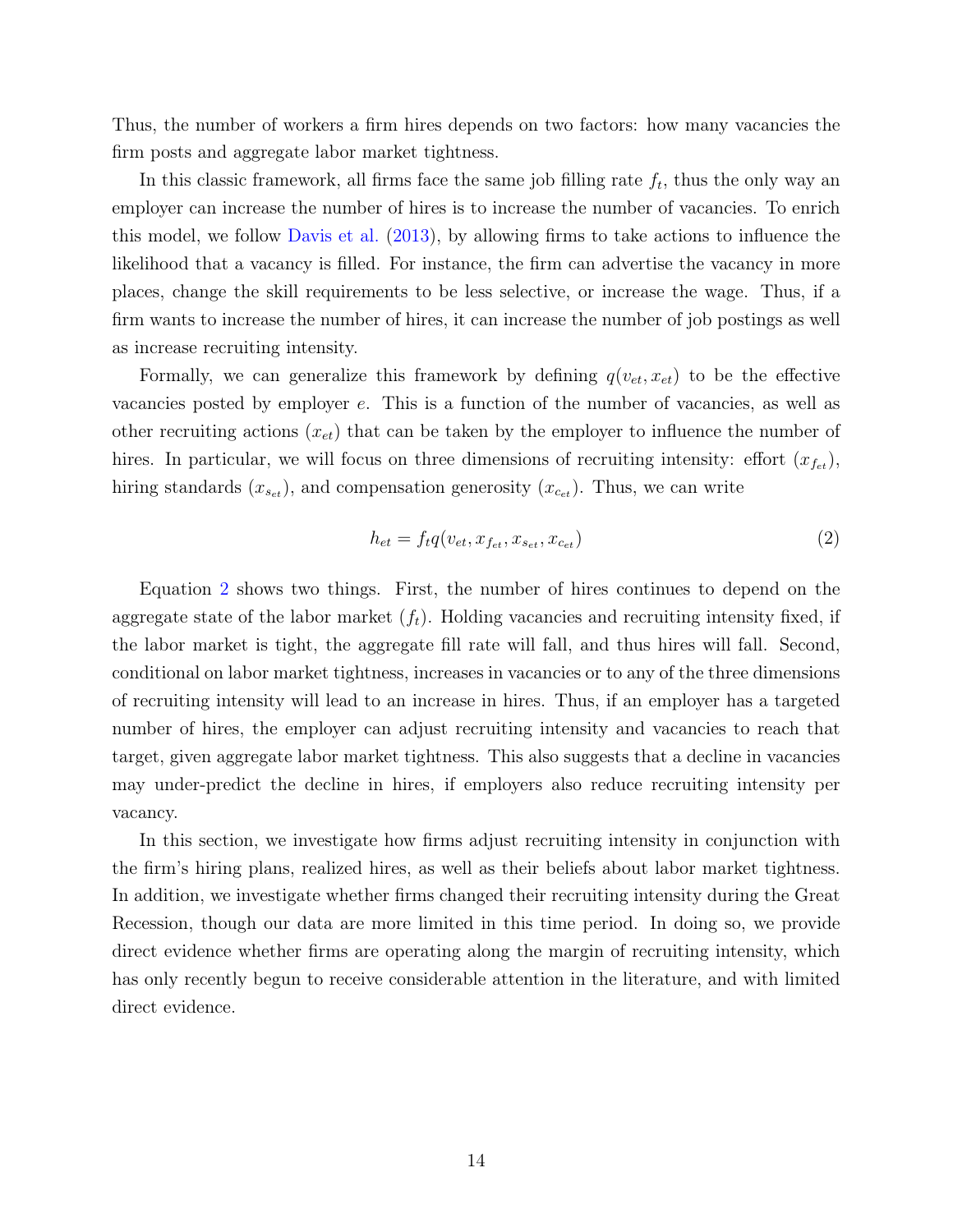Thus, the number of workers a firm hires depends on two factors: how many vacancies the firm posts and aggregate labor market tightness.

In this classic framework, all firms face the same job filling rate $f_t$, thus the only way an employer can increase the number of hires is to increase the number of vacancies. To enrich this model, we follow Davis et al. (2013), by allowing firms to take actions to influence the likelihood that a vacancy is filled. For instance, the firm can advertise the vacancy in more places, change the skill requirements to be less selective, or increase the wage. Thus, if a firm wants to increase the number of hires, it can increase the number of job postings as well as increase recruiting intensity.

Formally, we can generalize this framework by defining $q(v_{et}, x_{et})$ to be the effective vacancies posted by employer $e$. This is a function of the number of vacancies, as well as other recruiting actions ($x_{et}$) that can be taken by the employer to influence the number of hires. In particular, we will focus on three dimensions of recruiting intensity: effort ($x_{f_{et}}$), hiring standards ($x_{s_{et}}$), and compensation generosity ($x_{c_{et}}$). Thus, we can write

$$h_{et} = f_t q(v_{et}, x_{f_{et}}, x_{s_{et}}, x_{c_{et}}) \tag{2}$$

Equation 2 shows two things. First, the number of hires continues to depend on the aggregate state of the labor market ($f_t$). Holding vacancies and recruiting intensity fixed, if the labor market is tight, the aggregate fill rate will fall, and thus hires will fall. Second, conditional on labor market tightness, increases in vacancies or to any of the three dimensions of recruiting intensity will lead to an increase in hires. Thus, if an employer has a targeted number of hires, the employer can adjust recruiting intensity and vacancies to reach that target, given aggregate labor market tightness. This also suggests that a decline in vacancies may under-predict the decline in hires, if employers also reduce recruiting intensity per vacancy.

In this section, we investigate how firms adjust recruiting intensity in conjunction with the firm's hiring plans, realized hires, as well as their beliefs about labor market tightness. In addition, we investigate whether firms changed their recruiting intensity during the Great Recession, though our data are more limited in this time period. In doing so, we provide direct evidence whether firms are operating along the margin of recruiting intensity, which has only recently begun to receive considerable attention in the literature, and with limited direct evidence.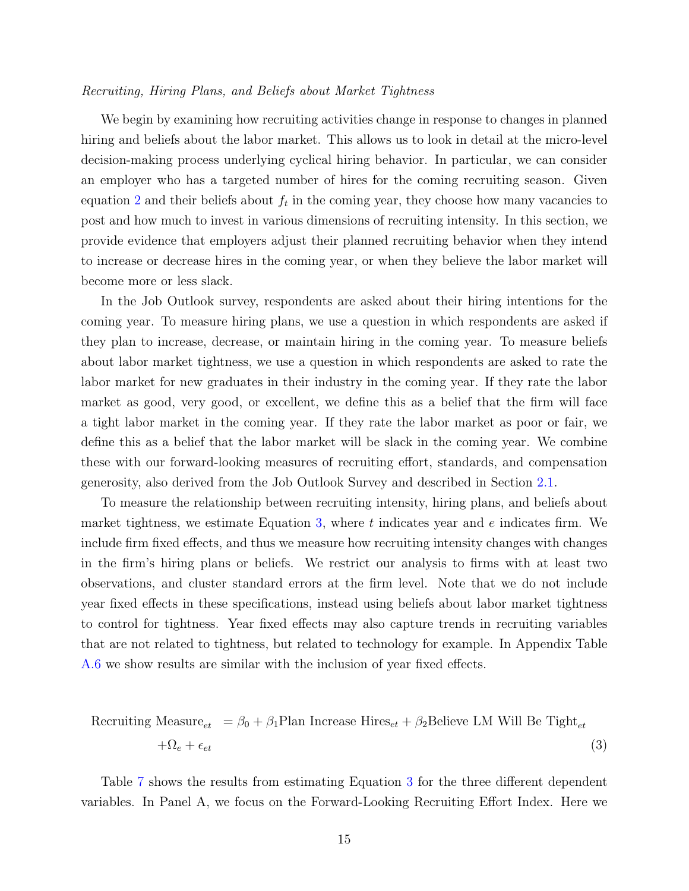*Recruiting, Hiring Plans, and Beliefs about Market Tightness*

We begin by examining how recruiting activities change in response to changes in planned hiring and beliefs about the labor market. This allows us to look in detail at the micro-level decision-making process underlying cyclical hiring behavior. In particular, we can consider an employer who has a targeted number of hires for the coming recruiting season. Given equation 2 and their beliefs about $f_t$ in the coming year, they choose how many vacancies to post and how much to invest in various dimensions of recruiting intensity. In this section, we provide evidence that employers adjust their planned recruiting behavior when they intend to increase or decrease hires in the coming year, or when they believe the labor market will become more or less slack.

In the Job Outlook survey, respondents are asked about their hiring intentions for the coming year. To measure hiring plans, we use a question in which respondents are asked if they plan to increase, decrease, or maintain hiring in the coming year. To measure beliefs about labor market tightness, we use a question in which respondents are asked to rate the labor market for new graduates in their industry in the coming year. If they rate the labor market as good, very good, or excellent, we define this as a belief that the firm will face a tight labor market in the coming year. If they rate the labor market as poor or fair, we define this as a belief that the labor market will be slack in the coming year. We combine these with our forward-looking measures of recruiting effort, standards, and compensation generosity, also derived from the Job Outlook Survey and described in Section 2.1.

To measure the relationship between recruiting intensity, hiring plans, and beliefs about market tightness, we estimate Equation 3, where $t$ indicates year and $e$ indicates firm. We include firm fixed effects, and thus we measure how recruiting intensity changes with changes in the firm's hiring plans or beliefs. We restrict our analysis to firms with at least two observations, and cluster standard errors at the firm level. Note that we do not include year fixed effects in these specifications, instead using beliefs about labor market tightness to control for tightness. Year fixed effects may also capture trends in recruiting variables that are not related to tightness, but related to technology for example. In Appendix Table A.6 we show results are similar with the inclusion of year fixed effects.

$$
\begin{aligned}
\text{Recruiting Measure}_{et} &= \beta_0 + \beta_1 \text{Plan Increase Hires}_{et} + \beta_2 \text{Believe LM Will Be Tight}_{et} \\
&\quad + \Omega_e + \epsilon_{et}
\end{aligned} \tag{3}
$$

Table 7 shows the results from estimating Equation 3 for the three different dependent variables. In Panel A, we focus on the Forward-Looking Recruiting Effort Index. Here we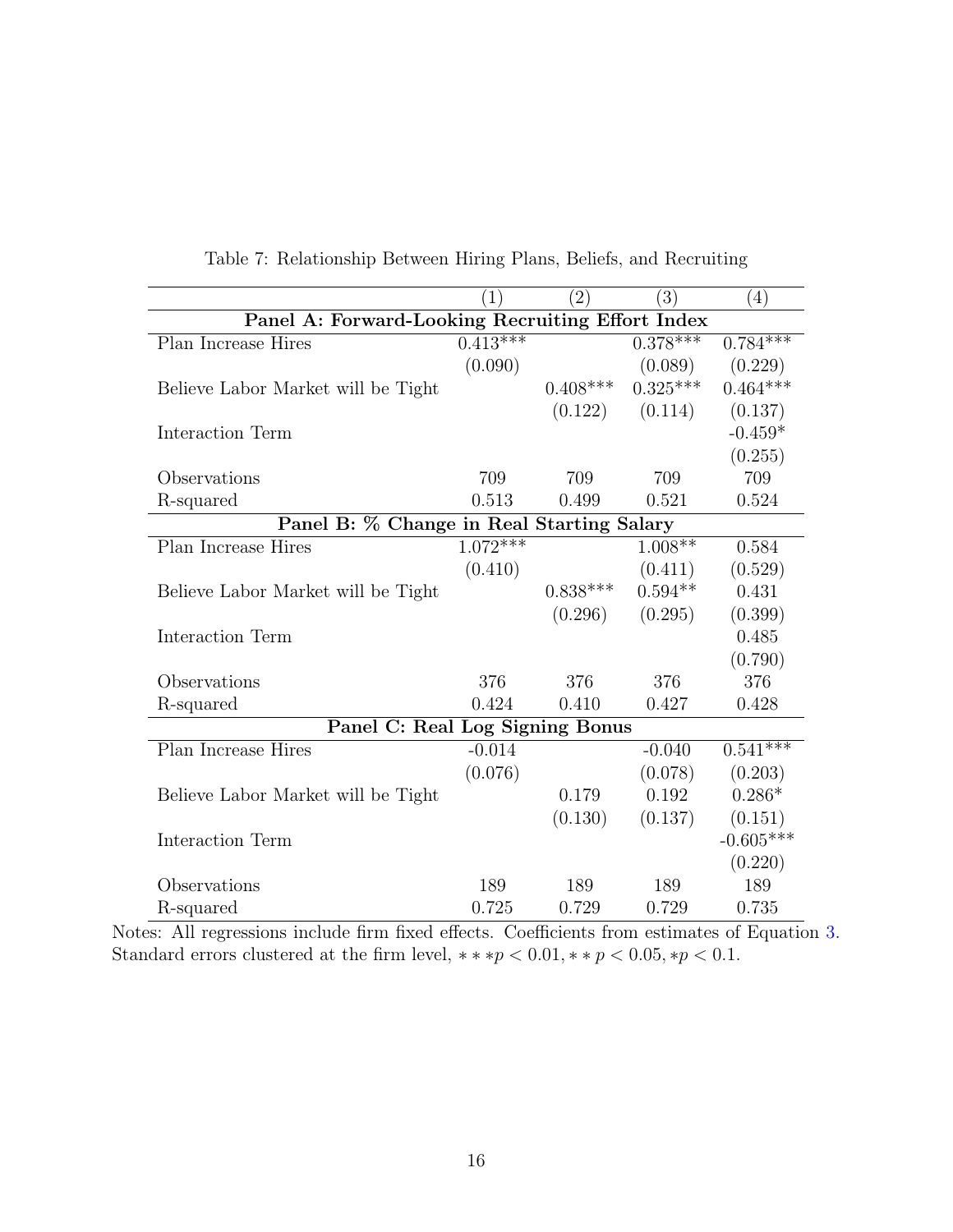Table 7: Relationship Between Hiring Plans, Beliefs, and Recruiting

| | (1) | (2) | (3) | (4) |
|---|---|---|---|---|
| **Panel A: Forward-Looking Recruiting Effort Index** | | | | |
| Plan Increase Hires | 0.413*** | | 0.378*** | 0.784*** |
| | (0.090) | | (0.089) | (0.229) |
| Believe Labor Market will be Tight | | 0.408*** | 0.325*** | 0.464*** |
| | | (0.122) | (0.114) | (0.137) |
| Interaction Term | | | | -0.459* |
| | | | | (0.255) |
| Observations | 709 | 709 | 709 | 709 |
| R-squared | 0.513 | 0.499 | 0.521 | 0.524 |
| **Panel B: % Change in Real Starting Salary** | | | | |
| Plan Increase Hires | 1.072*** | | 1.008** | 0.584 |
| | (0.410) | | (0.411) | (0.529) |
| Believe Labor Market will be Tight | | 0.838*** | 0.594** | 0.431 |
| | | (0.296) | (0.295) | (0.399) |
| Interaction Term | | | | 0.485 |
| | | | | (0.790) |
| Observations | 376 | 376 | 376 | 376 |
| R-squared | 0.424 | 0.410 | 0.427 | 0.428 |
| **Panel C: Real Log Signing Bonus** | | | | |
| Plan Increase Hires | -0.014 | | -0.040 | 0.541*** |
| | (0.076) | | (0.078) | (0.203) |
| Believe Labor Market will be Tight | | 0.179 | 0.192 | 0.286* |
| | | (0.130) | (0.137) | (0.151) |
| Interaction Term | | | | -0.605*** |
| | | | | (0.220) |
| Observations | 189 | 189 | 189 | 189 |
| R-squared | 0.725 | 0.729 | 0.729 | 0.735 |

Notes: All regressions include firm fixed effects. Coefficients from estimates of Equation 3. Standard errors clustered at the firm level, $***p < 0.01, **p < 0.05, *p < 0.1$.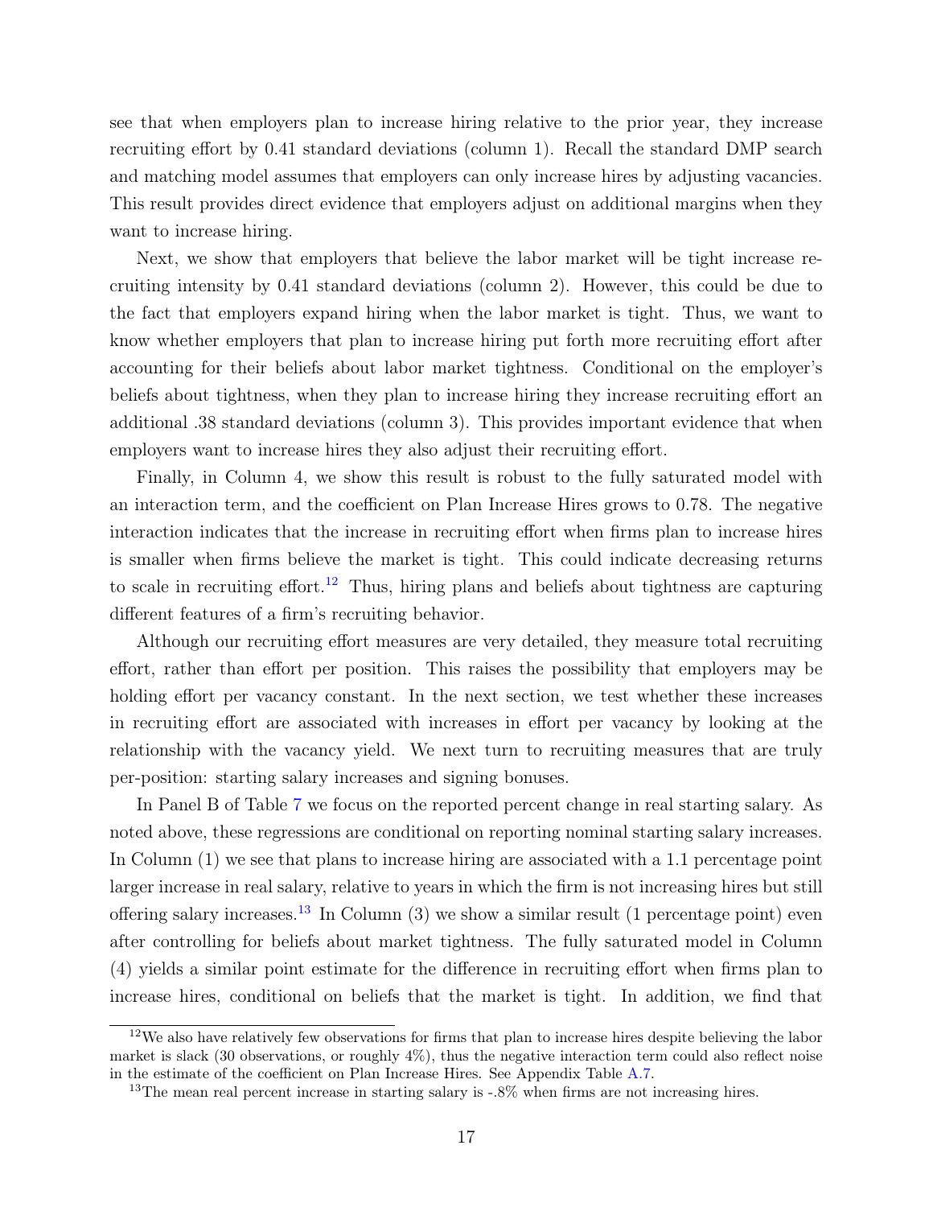see that when employers plan to increase hiring relative to the prior year, they increase recruiting effort by 0.41 standard deviations (column 1). Recall the standard DMP search and matching model assumes that employers can only increase hires by adjusting vacancies. This result provides direct evidence that employers adjust on additional margins when they want to increase hiring.

Next, we show that employers that believe the labor market will be tight increase recruiting intensity by 0.41 standard deviations (column 2). However, this could be due to the fact that employers expand hiring when the labor market is tight. Thus, we want to know whether employers that plan to increase hiring put forth more recruiting effort after accounting for their beliefs about labor market tightness. Conditional on the employer's beliefs about tightness, when they plan to increase hiring they increase recruiting effort an additional .38 standard deviations (column 3). This provides important evidence that when employers want to increase hires they also adjust their recruiting effort.

Finally, in Column 4, we show this result is robust to the fully saturated model with an interaction term, and the coefficient on Plan Increase Hires grows to 0.78. The negative interaction indicates that the increase in recruiting effort when firms plan to increase hires is smaller when firms believe the market is tight. This could indicate decreasing returns to scale in recruiting effort.[12] Thus, hiring plans and beliefs about tightness are capturing different features of a firm's recruiting behavior.

Although our recruiting effort measures are very detailed, they measure total recruiting effort, rather than effort per position. This raises the possibility that employers may be holding effort per vacancy constant. In the next section, we test whether these increases in recruiting effort are associated with increases in effort per vacancy by looking at the relationship with the vacancy yield. We next turn to recruiting measures that are truly per-position: starting salary increases and signing bonuses.

In Panel B of Table 7 we focus on the reported percent change in real starting salary. As noted above, these regressions are conditional on reporting nominal starting salary increases. In Column (1) we see that plans to increase hiring are associated with a 1.1 percentage point larger increase in real salary, relative to years in which the firm is not increasing hires but still offering salary increases.[13] In Column (3) we show a similar result (1 percentage point) even after controlling for beliefs about market tightness. The fully saturated model in Column (4) yields a similar point estimate for the difference in recruiting effort when firms plan to increase hires, conditional on beliefs that the market is tight. In addition, we find that

[12] We also have relatively few observations for firms that plan to increase hires despite believing the labor market is slack (30 observations, or roughly 4%), thus the negative interaction term could also reflect noise in the estimate of the coefficient on Plan Increase Hires. See Appendix Table A.7.

[13] The mean real percent increase in starting salary is -.8% when firms are not increasing hires.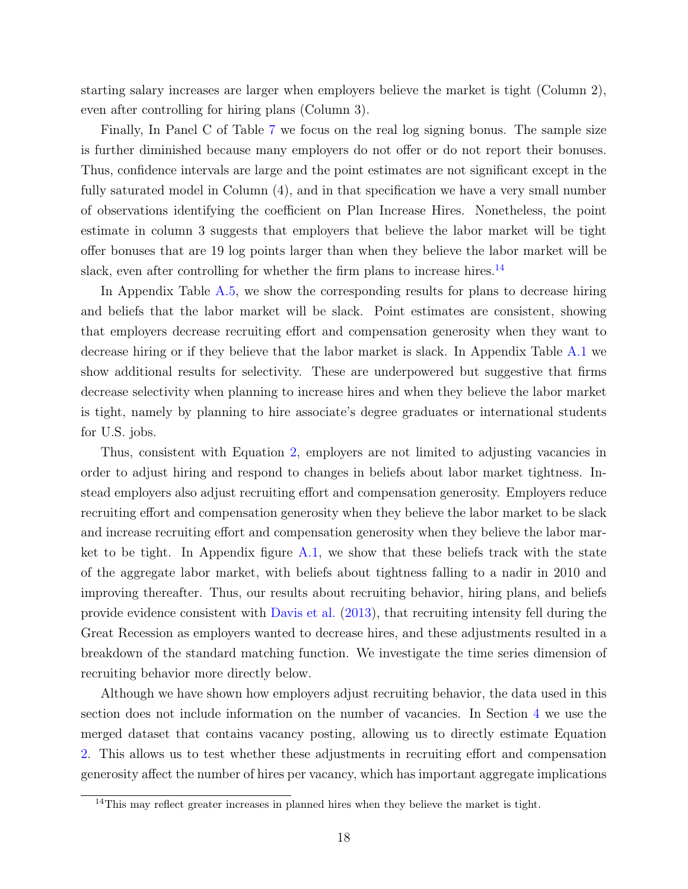starting salary increases are larger when employers believe the market is tight (Column 2), even after controlling for hiring plans (Column 3).

Finally, In Panel C of Table 7 we focus on the real log signing bonus. The sample size is further diminished because many employers do not offer or do not report their bonuses. Thus, confidence intervals are large and the point estimates are not significant except in the fully saturated model in Column (4), and in that specification we have a very small number of observations identifying the coefficient on Plan Increase Hires. Nonetheless, the point estimate in column 3 suggests that employers that believe the labor market will be tight offer bonuses that are 19 log points larger than when they believe the labor market will be slack, even after controlling for whether the firm plans to increase hires.[14]

In Appendix Table A.5, we show the corresponding results for plans to decrease hiring and beliefs that the labor market will be slack. Point estimates are consistent, showing that employers decrease recruiting effort and compensation generosity when they want to decrease hiring or if they believe that the labor market is slack. In Appendix Table A.1 we show additional results for selectivity. These are underpowered but suggestive that firms decrease selectivity when planning to increase hires and when they believe the labor market is tight, namely by planning to hire associate's degree graduates or international students for U.S. jobs.

Thus, consistent with Equation 2, employers are not limited to adjusting vacancies in order to adjust hiring and respond to changes in beliefs about labor market tightness. Instead employers also adjust recruiting effort and compensation generosity. Employers reduce recruiting effort and compensation generosity when they believe the labor market to be slack and increase recruiting effort and compensation generosity when they believe the labor market to be tight. In Appendix figure A.1, we show that these beliefs track with the state of the aggregate labor market, with beliefs about tightness falling to a nadir in 2010 and improving thereafter. Thus, our results about recruiting behavior, hiring plans, and beliefs provide evidence consistent with Davis et al. (2013), that recruiting intensity fell during the Great Recession as employers wanted to decrease hires, and these adjustments resulted in a breakdown of the standard matching function. We investigate the time series dimension of recruiting behavior more directly below.

Although we have shown how employers adjust recruiting behavior, the data used in this section does not include information on the number of vacancies. In Section 4 we use the merged dataset that contains vacancy posting, allowing us to directly estimate Equation 2. This allows us to test whether these adjustments in recruiting effort and compensation generosity affect the number of hires per vacancy, which has important aggregate implications

[14]This may reflect greater increases in planned hires when they believe the market is tight.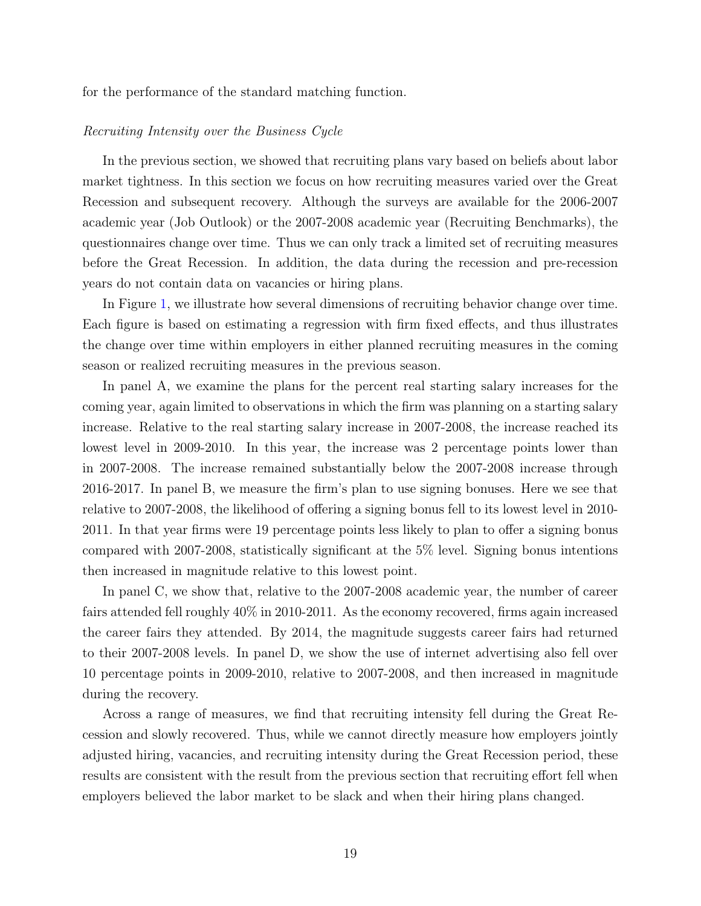for the performance of the standard matching function.

*Recruiting Intensity over the Business Cycle*

In the previous section, we showed that recruiting plans vary based on beliefs about labor market tightness. In this section we focus on how recruiting measures varied over the Great Recession and subsequent recovery. Although the surveys are available for the 2006-2007 academic year (Job Outlook) or the 2007-2008 academic year (Recruiting Benchmarks), the questionnaires change over time. Thus we can only track a limited set of recruiting measures before the Great Recession. In addition, the data during the recession and pre-recession years do not contain data on vacancies or hiring plans.

In Figure 1, we illustrate how several dimensions of recruiting behavior change over time. Each figure is based on estimating a regression with firm fixed effects, and thus illustrates the change over time within employers in either planned recruiting measures in the coming season or realized recruiting measures in the previous season.

In panel A, we examine the plans for the percent real starting salary increases for the coming year, again limited to observations in which the firm was planning on a starting salary increase. Relative to the real starting salary increase in 2007-2008, the increase reached its lowest level in 2009-2010. In this year, the increase was 2 percentage points lower than in 2007-2008. The increase remained substantially below the 2007-2008 increase through 2016-2017. In panel B, we measure the firm's plan to use signing bonuses. Here we see that relative to 2007-2008, the likelihood of offering a signing bonus fell to its lowest level in 2010-2011. In that year firms were 19 percentage points less likely to plan to offer a signing bonus compared with 2007-2008, statistically significant at the 5% level. Signing bonus intentions then increased in magnitude relative to this lowest point.

In panel C, we show that, relative to the 2007-2008 academic year, the number of career fairs attended fell roughly 40% in 2010-2011. As the economy recovered, firms again increased the career fairs they attended. By 2014, the magnitude suggests career fairs had returned to their 2007-2008 levels. In panel D, we show the use of internet advertising also fell over 10 percentage points in 2009-2010, relative to 2007-2008, and then increased in magnitude during the recovery.

Across a range of measures, we find that recruiting intensity fell during the Great Recession and slowly recovered. Thus, while we cannot directly measure how employers jointly adjusted hiring, vacancies, and recruiting intensity during the Great Recession period, these results are consistent with the result from the previous section that recruiting effort fell when employers believed the labor market to be slack and when their hiring plans changed.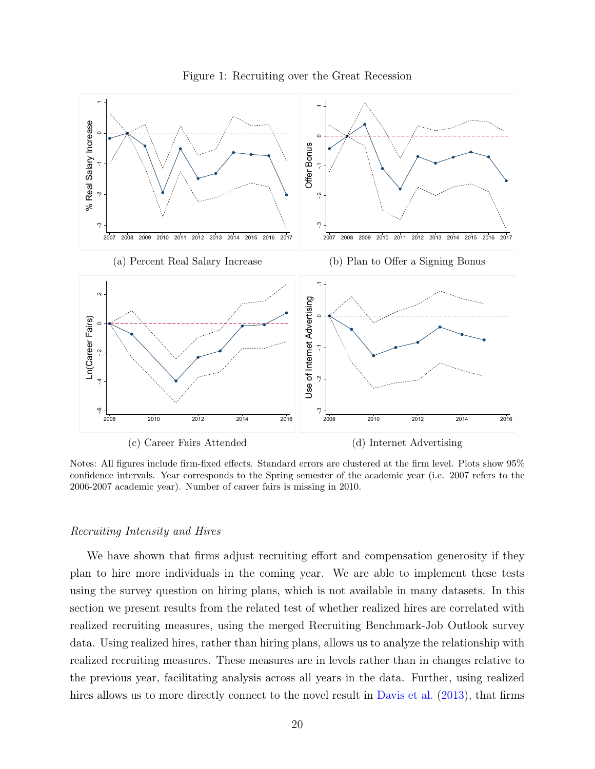Figure 1: Recruiting over the Great Recession

(a) Percent Real Salary Increase

(b) Plan to Offer a Signing Bonus

(c) Career Fairs Attended

(d) Internet Advertising

Notes: All figures include firm-fixed effects. Standard errors are clustered at the firm level. Plots show 95% confidence intervals. Year corresponds to the Spring semester of the academic year (i.e. 2007 refers to the 2006-2007 academic year). Number of career fairs is missing in 2010.

*Recruiting Intensity and Hires*

We have shown that firms adjust recruiting effort and compensation generosity if they plan to hire more individuals in the coming year. We are able to implement these tests using the survey question on hiring plans, which is not available in many datasets. In this section we present results from the related test of whether realized hires are correlated with realized recruiting measures, using the merged Recruiting Benchmark-Job Outlook survey data. Using realized hires, rather than hiring plans, allows us to analyze the relationship with realized recruiting measures. These measures are in levels rather than in changes relative to the previous year, facilitating analysis across all years in the data. Further, using realized hires allows us to more directly connect to the novel result in Davis et al. (2013), that firms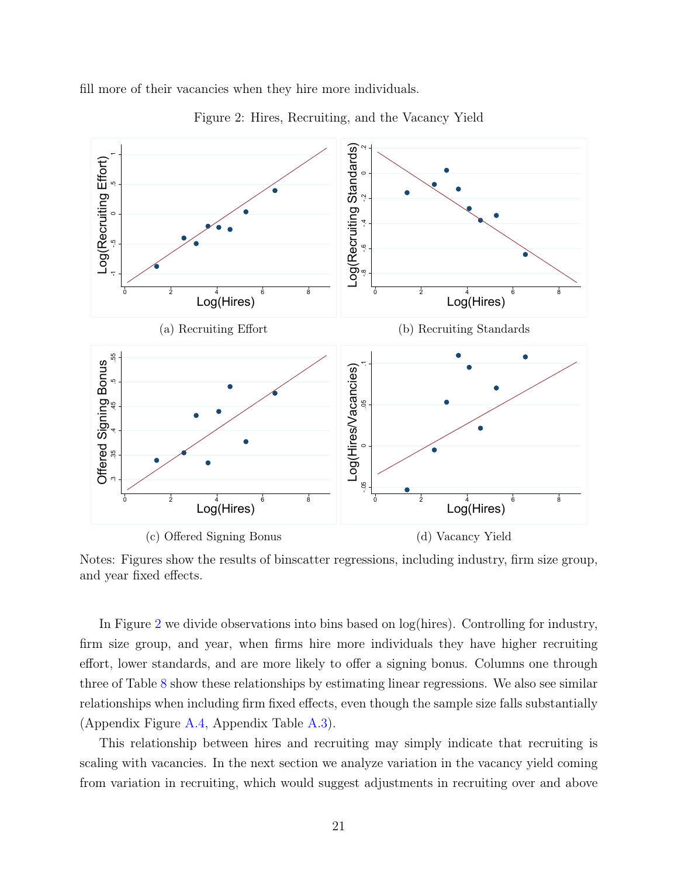fill more of their vacancies when they hire more individuals.

Figure 2: Hires, Recruiting, and the Vacancy Yield

(a) Recruiting Effort

(b) Recruiting Standards

(c) Offered Signing Bonus

(d) Vacancy Yield

Notes: Figures show the results of binscatter regressions, including industry, firm size group, and year fixed effects.

In Figure 2 we divide observations into bins based on log(hires). Controlling for industry, firm size group, and year, when firms hire more individuals they have higher recruiting effort, lower standards, and are more likely to offer a signing bonus. Columns one through three of Table 8 show these relationships by estimating linear regressions. We also see similar relationships when including firm fixed effects, even though the sample size falls substantially (Appendix Figure A.4, Appendix Table A.3).

This relationship between hires and recruiting may simply indicate that recruiting is scaling with vacancies. In the next section we analyze variation in the vacancy yield coming from variation in recruiting, which would suggest adjustments in recruiting over and above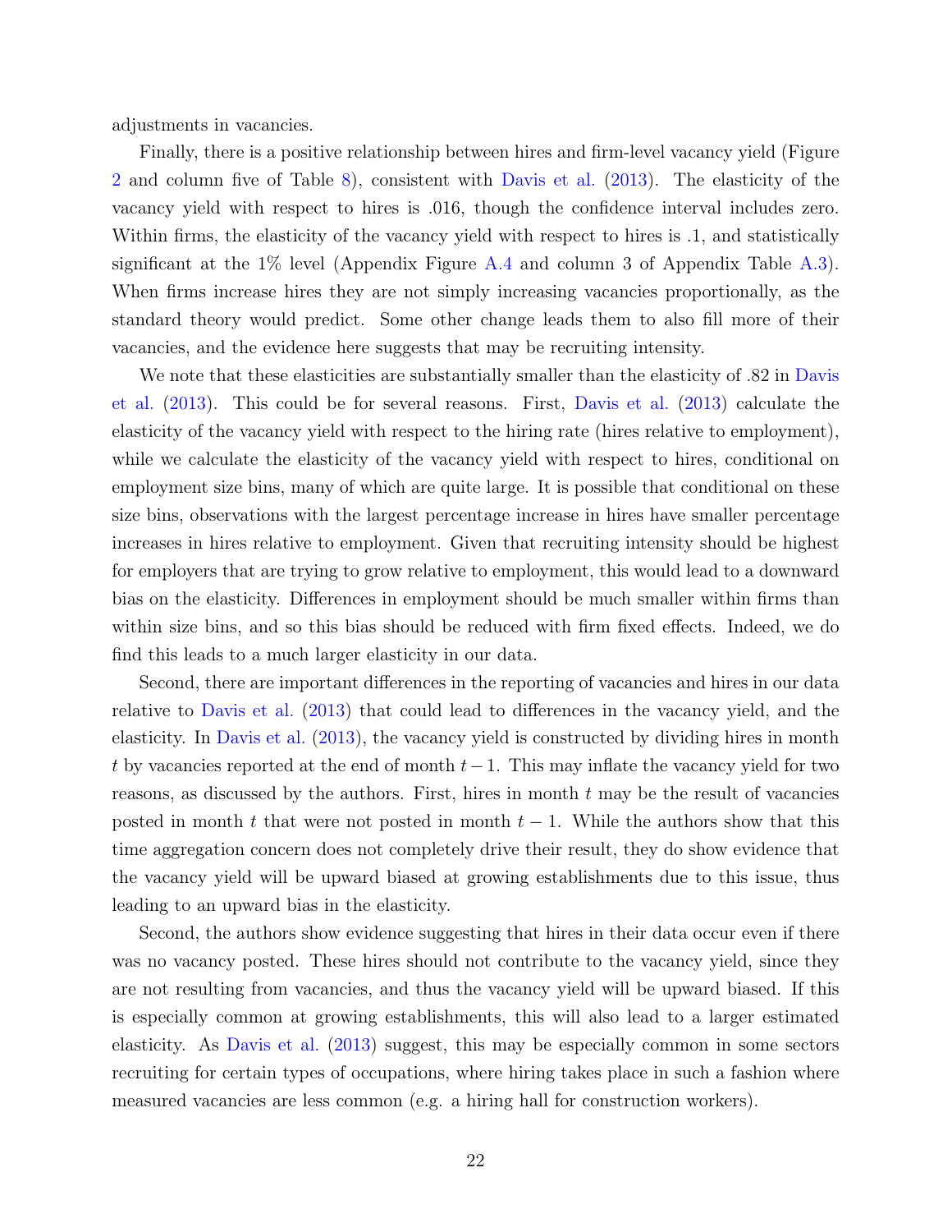adjustments in vacancies.

Finally, there is a positive relationship between hires and firm-level vacancy yield (Figure 2 and column five of Table 8), consistent with Davis et al. (2013). The elasticity of the vacancy yield with respect to hires is .016, though the confidence interval includes zero. Within firms, the elasticity of the vacancy yield with respect to hires is .1, and statistically significant at the 1% level (Appendix Figure A.4 and column 3 of Appendix Table A.3). When firms increase hires they are not simply increasing vacancies proportionally, as the standard theory would predict. Some other change leads them to also fill more of their vacancies, and the evidence here suggests that may be recruiting intensity.

We note that these elasticities are substantially smaller than the elasticity of .82 in Davis et al. (2013). This could be for several reasons. First, Davis et al. (2013) calculate the elasticity of the vacancy yield with respect to the hiring rate (hires relative to employment), while we calculate the elasticity of the vacancy yield with respect to hires, conditional on employment size bins, many of which are quite large. It is possible that conditional on these size bins, observations with the largest percentage increase in hires have smaller percentage increases in hires relative to employment. Given that recruiting intensity should be highest for employers that are trying to grow relative to employment, this would lead to a downward bias on the elasticity. Differences in employment should be much smaller within firms than within size bins, and so this bias should be reduced with firm fixed effects. Indeed, we do find this leads to a much larger elasticity in our data.

Second, there are important differences in the reporting of vacancies and hires in our data relative to Davis et al. (2013) that could lead to differences in the vacancy yield, and the elasticity. In Davis et al. (2013), the vacancy yield is constructed by dividing hires in month $t$ by vacancies reported at the end of month $t-1$. This may inflate the vacancy yield for two reasons, as discussed by the authors. First, hires in month $t$ may be the result of vacancies posted in month $t$ that were not posted in month $t-1$. While the authors show that this time aggregation concern does not completely drive their result, they do show evidence that the vacancy yield will be upward biased at growing establishments due to this issue, thus leading to an upward bias in the elasticity.

Second, the authors show evidence suggesting that hires in their data occur even if there was no vacancy posted. These hires should not contribute to the vacancy yield, since they are not resulting from vacancies, and thus the vacancy yield will be upward biased. If this is especially common at growing establishments, this will also lead to a larger estimated elasticity. As Davis et al. (2013) suggest, this may be especially common in some sectors recruiting for certain types of occupations, where hiring takes place in such a fashion where measured vacancies are less common (e.g. a hiring hall for construction workers).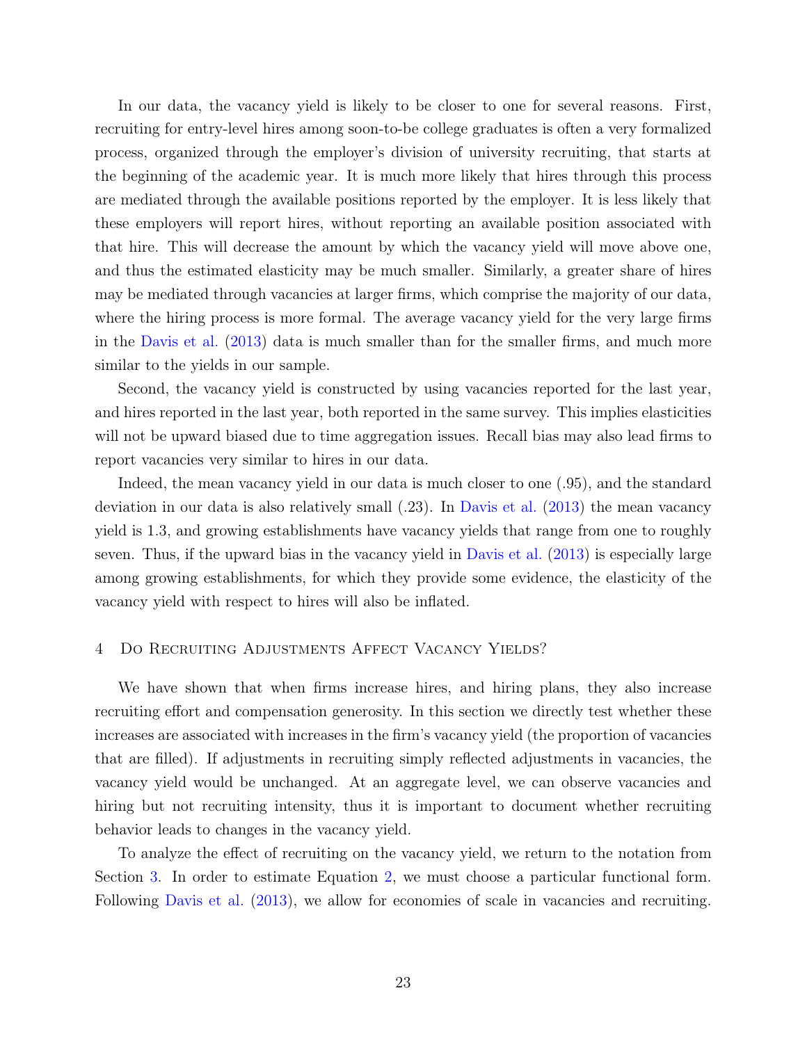In our data, the vacancy yield is likely to be closer to one for several reasons. First, recruiting for entry-level hires among soon-to-be college graduates is often a very formalized process, organized through the employer's division of university recruiting, that starts at the beginning of the academic year. It is much more likely that hires through this process are mediated through the available positions reported by the employer. It is less likely that these employers will report hires, without reporting an available position associated with that hire. This will decrease the amount by which the vacancy yield will move above one, and thus the estimated elasticity may be much smaller. Similarly, a greater share of hires may be mediated through vacancies at larger firms, which comprise the majority of our data, where the hiring process is more formal. The average vacancy yield for the very large firms in the Davis et al. (2013) data is much smaller than for the smaller firms, and much more similar to the yields in our sample.

Second, the vacancy yield is constructed by using vacancies reported for the last year, and hires reported in the last year, both reported in the same survey. This implies elasticities will not be upward biased due to time aggregation issues. Recall bias may also lead firms to report vacancies very similar to hires in our data.

Indeed, the mean vacancy yield in our data is much closer to one (.95), and the standard deviation in our data is also relatively small (.23). In Davis et al. (2013) the mean vacancy yield is 1.3, and growing establishments have vacancy yields that range from one to roughly seven. Thus, if the upward bias in the vacancy yield in Davis et al. (2013) is especially large among growing establishments, for which they provide some evidence, the elasticity of the vacancy yield with respect to hires will also be inflated.

## 4 Do Recruiting Adjustments Affect Vacancy Yields?

We have shown that when firms increase hires, and hiring plans, they also increase recruiting effort and compensation generosity. In this section we directly test whether these increases are associated with increases in the firm's vacancy yield (the proportion of vacancies that are filled). If adjustments in recruiting simply reflected adjustments in vacancies, the vacancy yield would be unchanged. At an aggregate level, we can observe vacancies and hiring but not recruiting intensity, thus it is important to document whether recruiting behavior leads to changes in the vacancy yield.

To analyze the effect of recruiting on the vacancy yield, we return to the notation from Section 3. In order to estimate Equation 2, we must choose a particular functional form. Following Davis et al. (2013), we allow for economies of scale in vacancies and recruiting.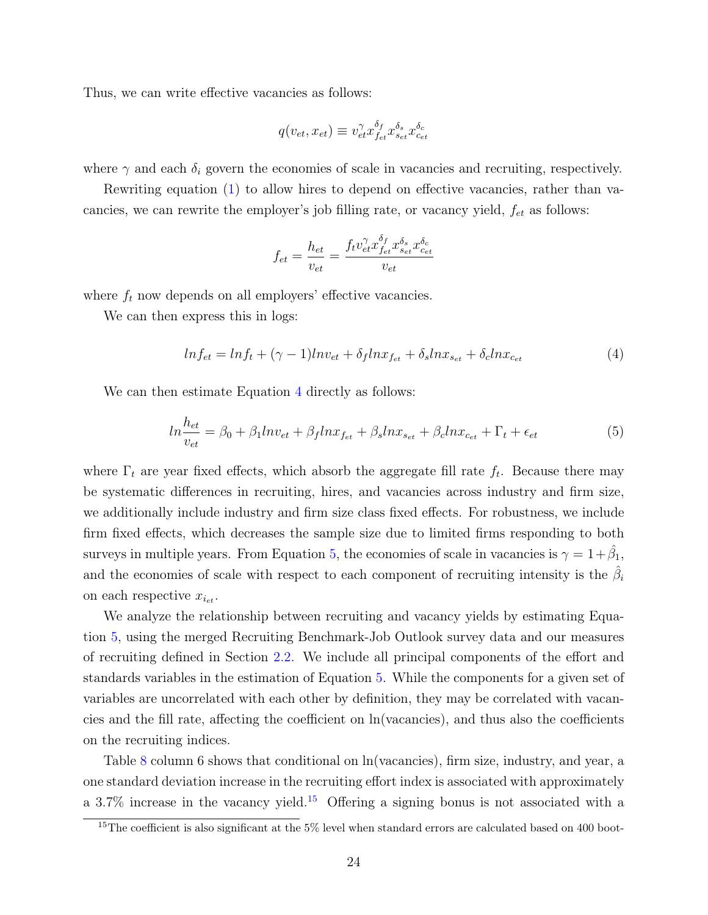Thus, we can write effective vacancies as follows:

$$q(v_{et}, x_{et}) \equiv v_{et}^{\gamma} x_{f_{et}}^{\delta_f} x_{s_{et}}^{\delta_s} x_{c_{et}}^{\delta_c}$$

where $\gamma$ and each $\delta_i$ govern the economies of scale in vacancies and recruiting, respectively.

Rewriting equation (1) to allow hires to depend on effective vacancies, rather than vacancies, we can rewrite the employer's job filling rate, or vacancy yield, $f_{et}$ as follows:

$$f_{et} = \frac{h_{et}}{v_{et}} = \frac{f_t v_{et}^{\gamma} x_{f_{et}}^{\delta_f} x_{s_{et}}^{\delta_s} x_{c_{et}}^{\delta_c}}{v_{et}}$$

where $f_t$ now depends on all employers' effective vacancies.

We can then express this in logs:

$$ln f_{et} = ln f_t + (\gamma - 1) ln v_{et} + \delta_f ln x_{f_{et}} + \delta_s ln x_{s_{et}} + \delta_c ln x_{c_{et}} \tag{4}$$

We can then estimate Equation 4 directly as follows:

$$ln \frac{h_{et}}{v_{et}} = \beta_0 + \beta_1 ln v_{et} + \beta_f ln x_{f_{et}} + \beta_s ln x_{s_{et}} + \beta_c ln x_{c_{et}} + \Gamma_t + \epsilon_{et} \tag{5}$$

where $\Gamma_t$ are year fixed effects, which absorb the aggregate fill rate $f_t$. Because there may be systematic differences in recruiting, hires, and vacancies across industry and firm size, we additionally include industry and firm size class fixed effects. For robustness, we include firm fixed effects, which decreases the sample size due to limited firms responding to both surveys in multiple years. From Equation 5, the economies of scale in vacancies is $\gamma = 1 + \hat{\beta}_1$, and the economies of scale with respect to each component of recruiting intensity is the $\hat{\beta}_i$ on each respective $x_{i_{et}}$.

We analyze the relationship between recruiting and vacancy yields by estimating Equation 5, using the merged Recruiting Benchmark-Job Outlook survey data and our measures of recruiting defined in Section 2.2. We include all principal components of the effort and standards variables in the estimation of Equation 5. While the components for a given set of variables are uncorrelated with each other by definition, they may be correlated with vacancies and the fill rate, affecting the coefficient on ln(vacancies), and thus also the coefficients on the recruiting indices.

Table 8 column 6 shows that conditional on ln(vacancies), firm size, industry, and year, a one standard deviation increase in the recruiting effort index is associated with approximately a 3.7% increase in the vacancy yield.[15] Offering a signing bonus is not associated with a

[15] The coefficient is also significant at the 5% level when standard errors are calculated based on 400 boot-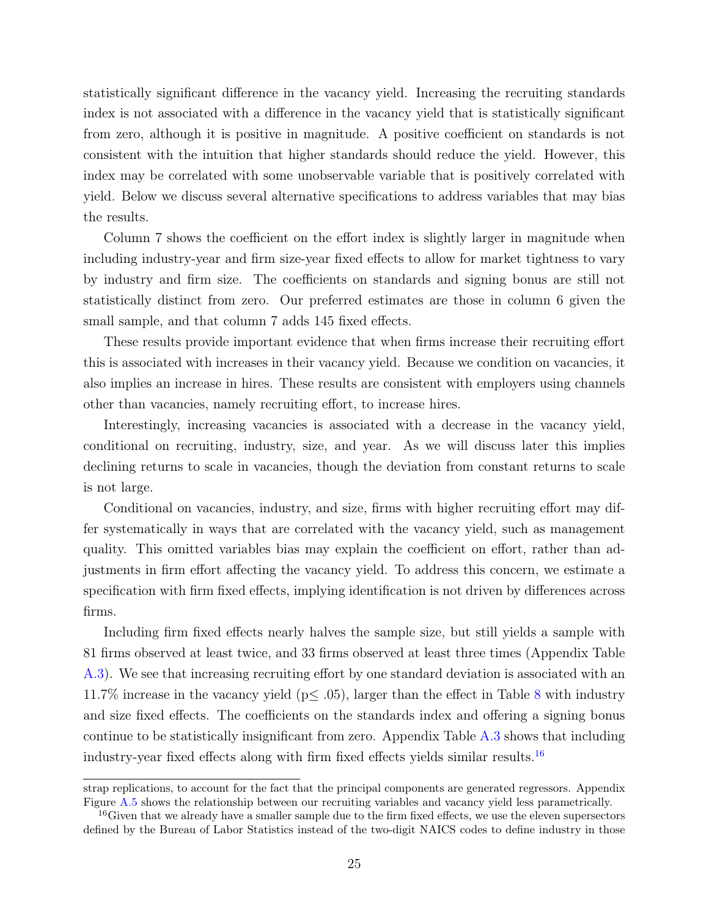statistically significant difference in the vacancy yield. Increasing the recruiting standards index is not associated with a difference in the vacancy yield that is statistically significant from zero, although it is positive in magnitude. A positive coefficient on standards is not consistent with the intuition that higher standards should reduce the yield. However, this index may be correlated with some unobservable variable that is positively correlated with yield. Below we discuss several alternative specifications to address variables that may bias the results.

Column 7 shows the coefficient on the effort index is slightly larger in magnitude when including industry-year and firm size-year fixed effects to allow for market tightness to vary by industry and firm size. The coefficients on standards and signing bonus are still not statistically distinct from zero. Our preferred estimates are those in column 6 given the small sample, and that column 7 adds 145 fixed effects.

These results provide important evidence that when firms increase their recruiting effort this is associated with increases in their vacancy yield. Because we condition on vacancies, it also implies an increase in hires. These results are consistent with employers using channels other than vacancies, namely recruiting effort, to increase hires.

Interestingly, increasing vacancies is associated with a decrease in the vacancy yield, conditional on recruiting, industry, size, and year. As we will discuss later this implies declining returns to scale in vacancies, though the deviation from constant returns to scale is not large.

Conditional on vacancies, industry, and size, firms with higher recruiting effort may differ systematically in ways that are correlated with the vacancy yield, such as management quality. This omitted variables bias may explain the coefficient on effort, rather than adjustments in firm effort affecting the vacancy yield. To address this concern, we estimate a specification with firm fixed effects, implying identification is not driven by differences across firms.

Including firm fixed effects nearly halves the sample size, but still yields a sample with 81 firms observed at least twice, and 33 firms observed at least three times (Appendix Table A.3). We see that increasing recruiting effort by one standard deviation is associated with an 11.7% increase in the vacancy yield ($p \leq .05$), larger than the effect in Table 8 with industry and size fixed effects. The coefficients on the standards index and offering a signing bonus continue to be statistically insignificant from zero. Appendix Table A.3 shows that including industry-year fixed effects along with firm fixed effects yields similar results.[16]

strap replications, to account for the fact that the principal components are generated regressors. Appendix Figure A.5 shows the relationship between our recruiting variables and vacancy yield less parametrically.

[16] Given that we already have a smaller sample due to the firm fixed effects, we use the eleven supersectors defined by the Bureau of Labor Statistics instead of the two-digit NAICS codes to define industry in those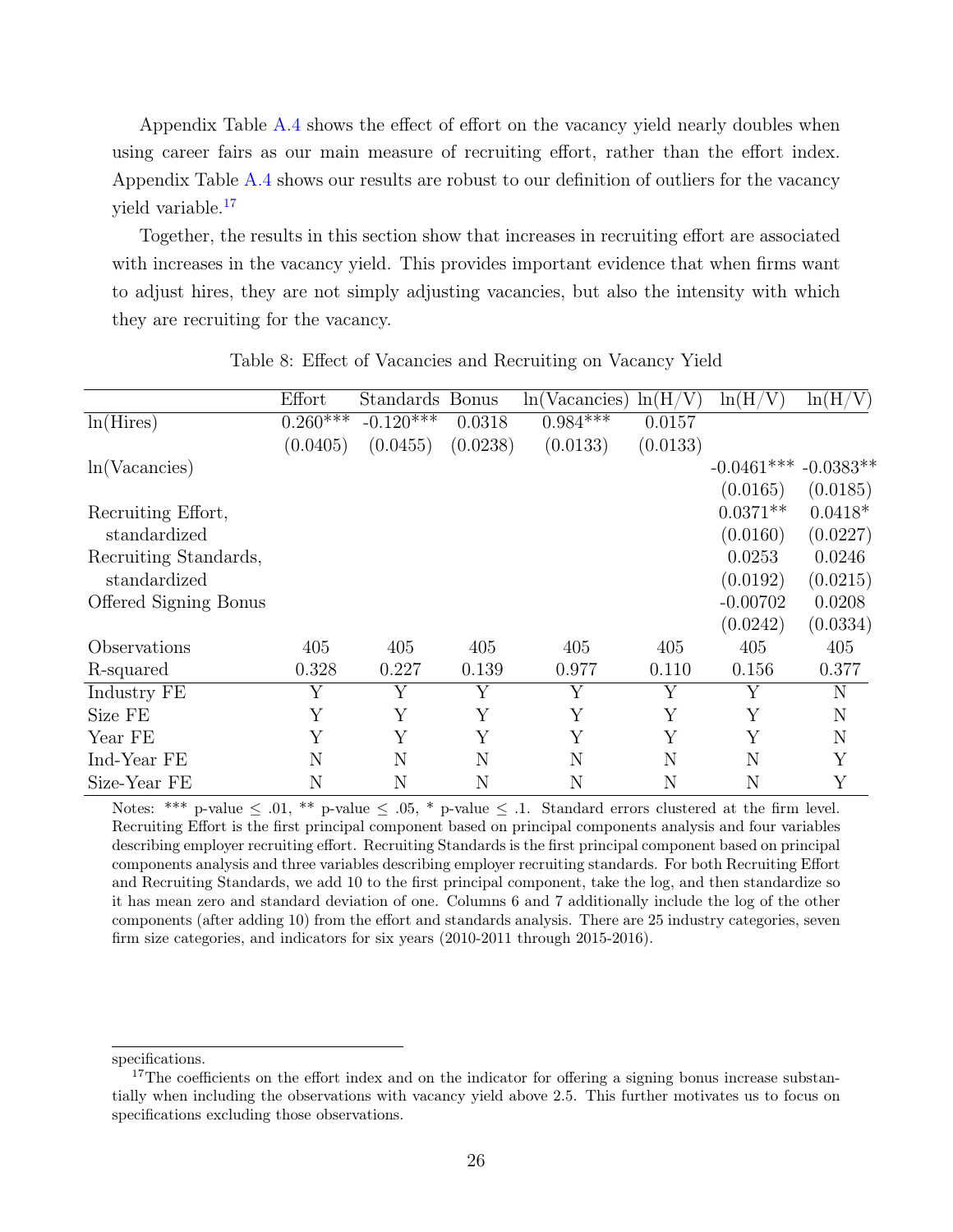Appendix Table A.4 shows the effect of effort on the vacancy yield nearly doubles when using career fairs as our main measure of recruiting effort, rather than the effort index. Appendix Table A.4 shows our results are robust to our definition of outliers for the vacancy yield variable.[17]

Together, the results in this section show that increases in recruiting effort are associated with increases in the vacancy yield. This provides important evidence that when firms want to adjust hires, they are not simply adjusting vacancies, but also the intensity with which they are recruiting for the vacancy.

Table 8: Effect of Vacancies and Recruiting on Vacancy Yield

| | Effort | Standards | Bonus | ln(Vacancies) | ln(H/V) | ln(H/V) | ln(H/V) |
|---|---|---|---|---|---|---|---|
| ln(Hires) | 0.260*** | -0.120*** | 0.0318 | 0.984*** | 0.0157 | | |
| | (0.0405) | (0.0455) | (0.0238) | (0.0133) | (0.0133) | | |
| ln(Vacancies) | | | | | | -0.0461*** | -0.0383** |
| | | | | | | (0.0165) | (0.0185) |
| Recruiting Effort, standardized | | | | | | 0.0371** | 0.0418* |
| | | | | | | (0.0160) | (0.0227) |
| Recruiting Standards, standardized | | | | | | 0.0253 | 0.0246 |
| | | | | | | (0.0192) | (0.0215) |
| Offered Signing Bonus | | | | | | -0.00702 | 0.0208 |
| | | | | | | (0.0242) | (0.0334) |
| Observations | 405 | 405 | 405 | 405 | 405 | 405 | 405 |
| R-squared | 0.328 | 0.227 | 0.139 | 0.977 | 0.110 | 0.156 | 0.377 |
| Industry FE | Y | Y | Y | Y | Y | Y | N |
| Size FE | Y | Y | Y | Y | Y | Y | N |
| Year FE | Y | Y | Y | Y | Y | Y | N |
| Ind-Year FE | N | N | N | N | N | N | Y |
| Size-Year FE | N | N | N | N | N | N | Y |

Notes: *** p-value ≤ .01, ** p-value ≤ .05, * p-value ≤ .1. Standard errors clustered at the firm level. Recruiting Effort is the first principal component based on principal components analysis and four variables describing employer recruiting effort. Recruiting Standards is the first principal component based on principal components analysis and three variables describing employer recruiting standards. For both Recruiting Effort and Recruiting Standards, we add 10 to the first principal component, take the log, and then standardize so it has mean zero and standard deviation of one. Columns 6 and 7 additionally include the log of the other components (after adding 10) from the effort and standards analysis. There are 25 industry categories, seven firm size categories, and indicators for six years (2010-2011 through 2015-2016).

specifications.

[17] The coefficients on the effort index and on the indicator for offering a signing bonus increase substantially when including the observations with vacancy yield above 2.5. This further motivates us to focus on specifications excluding those observations.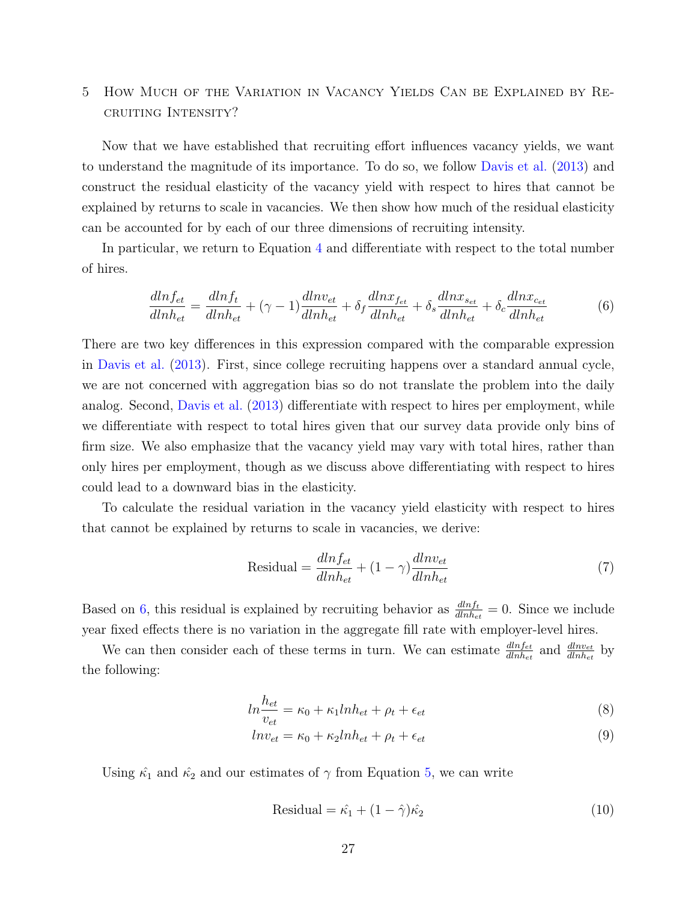## 5 How Much of the Variation in Vacancy Yields Can be Explained by Recruiting Intensity?

Now that we have established that recruiting effort influences vacancy yields, we want to understand the magnitude of its importance. To do so, we follow Davis et al. (2013) and construct the residual elasticity of the vacancy yield with respect to hires that cannot be explained by returns to scale in vacancies. We then show how much of the residual elasticity can be accounted for by each of our three dimensions of recruiting intensity.

In particular, we return to Equation 4 and differentiate with respect to the total number of hires.

$$\frac{dlnf_{et}}{dlnh_{et}} = \frac{dlnf_t}{dlnh_{et}} + (\gamma - 1)\frac{dlnv_{et}}{dlnh_{et}} + \delta_f \frac{dlnx_{f_{et}}}{dlnh_{et}} + \delta_s \frac{dlnx_{s_{et}}}{dlnh_{et}} + \delta_c \frac{dlnx_{c_{et}}}{dlnh_{et}} \tag{6}$$

There are two key differences in this expression compared with the comparable expression in Davis et al. (2013). First, since college recruiting happens over a standard annual cycle, we are not concerned with aggregation bias so do not translate the problem into the daily analog. Second, Davis et al. (2013) differentiate with respect to hires per employment, while we differentiate with respect to total hires given that our survey data provide only bins of firm size. We also emphasize that the vacancy yield may vary with total hires, rather than only hires per employment, though as we discuss above differentiating with respect to hires could lead to a downward bias in the elasticity.

To calculate the residual variation in the vacancy yield elasticity with respect to hires that cannot be explained by returns to scale in vacancies, we derive:

$$\text{Residual} = \frac{dlnf_{et}}{dlnh_{et}} + (1 - \gamma)\frac{dlnv_{et}}{dlnh_{et}} \tag{7}$$

Based on 6, this residual is explained by recruiting behavior as $\frac{dlnf_t}{dlnh_{et}} = 0$. Since we include year fixed effects there is no variation in the aggregate fill rate with employer-level hires.

We can then consider each of these terms in turn. We can estimate $\frac{dlnf_{et}}{dlnh_{et}}$ and $\frac{dlnv_{et}}{dlnh_{et}}$ by the following:

$$ln\frac{h_{et}}{v_{et}} = \kappa_0 + \kappa_1 lnh_{et} + \rho_t + \epsilon_{et} \tag{8}$$

$$lnv_{et} = \kappa_0 + \kappa_2 lnh_{et} + \rho_t + \epsilon_{et} \tag{9}$$

Using $\hat{\kappa_1}$ and $\hat{\kappa_2}$ and our estimates of $\gamma$ from Equation 5, we can write

$$\text{Residual} = \hat{\kappa_1} + (1 - \hat{\gamma})\hat{\kappa_2} \tag{10}$$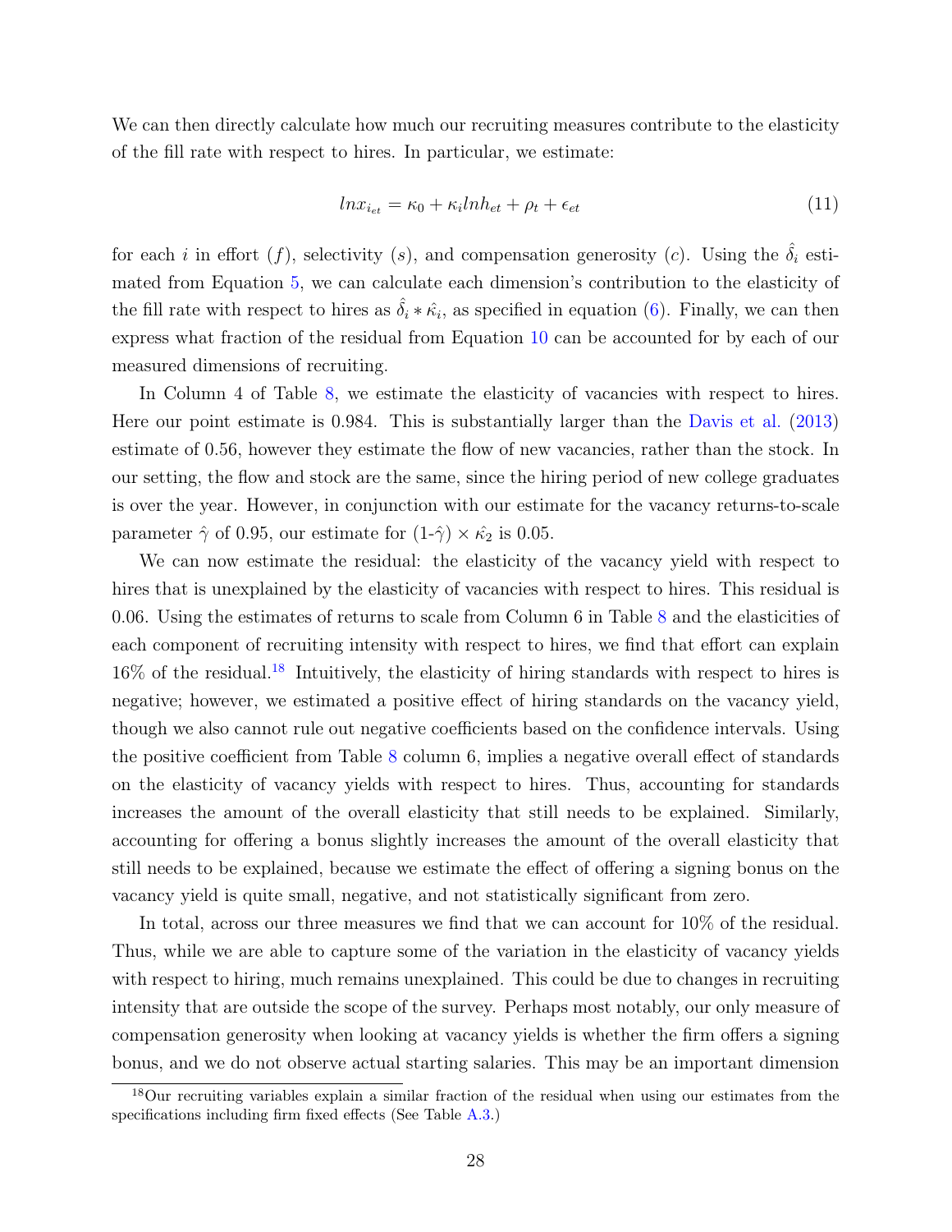We can then directly calculate how much our recruiting measures contribute to the elasticity of the fill rate with respect to hires. In particular, we estimate:

$$lnx_{i_{et}} = \kappa_0 + \kappa_i lnh_{et} + \rho_t + \epsilon_{et} \tag{11}$$

for each $i$ in effort $(f)$, selectivity $(s)$, and compensation generosity $(c)$. Using the $\hat{\delta}_i$ estimated from Equation 5, we can calculate each dimension's contribution to the elasticity of the fill rate with respect to hires as $\hat{\delta}_i * \hat{\kappa}_i$, as specified in equation (6). Finally, we can then express what fraction of the residual from Equation 10 can be accounted for by each of our measured dimensions of recruiting.

In Column 4 of Table 8, we estimate the elasticity of vacancies with respect to hires. Here our point estimate is 0.984. This is substantially larger than the Davis et al. (2013) estimate of 0.56, however they estimate the flow of new vacancies, rather than the stock. In our setting, the flow and stock are the same, since the hiring period of new college graduates is over the year. However, in conjunction with our estimate for the vacancy returns-to-scale parameter $\hat{\gamma}$ of 0.95, our estimate for (1-$\hat{\gamma}$) $\times$ $\hat{\kappa_2}$ is 0.05.

We can now estimate the residual: the elasticity of the vacancy yield with respect to hires that is unexplained by the elasticity of vacancies with respect to hires. This residual is 0.06. Using the estimates of returns to scale from Column 6 in Table 8 and the elasticities of each component of recruiting intensity with respect to hires, we find that effort can explain 16% of the residual.[18] Intuitively, the elasticity of hiring standards with respect to hires is negative; however, we estimated a positive effect of hiring standards on the vacancy yield, though we also cannot rule out negative coefficients based on the confidence intervals. Using the positive coefficient from Table 8 column 6, implies a negative overall effect of standards on the elasticity of vacancy yields with respect to hires. Thus, accounting for standards increases the amount of the overall elasticity that still needs to be explained. Similarly, accounting for offering a bonus slightly increases the amount of the overall elasticity that still needs to be explained, because we estimate the effect of offering a signing bonus on the vacancy yield is quite small, negative, and not statistically significant from zero.

In total, across our three measures we find that we can account for 10% of the residual. Thus, while we are able to capture some of the variation in the elasticity of vacancy yields with respect to hiring, much remains unexplained. This could be due to changes in recruiting intensity that are outside the scope of the survey. Perhaps most notably, our only measure of compensation generosity when looking at vacancy yields is whether the firm offers a signing bonus, and we do not observe actual starting salaries. This may be an important dimension

[18] Our recruiting variables explain a similar fraction of the residual when using our estimates from the specifications including firm fixed effects (See Table A.3.)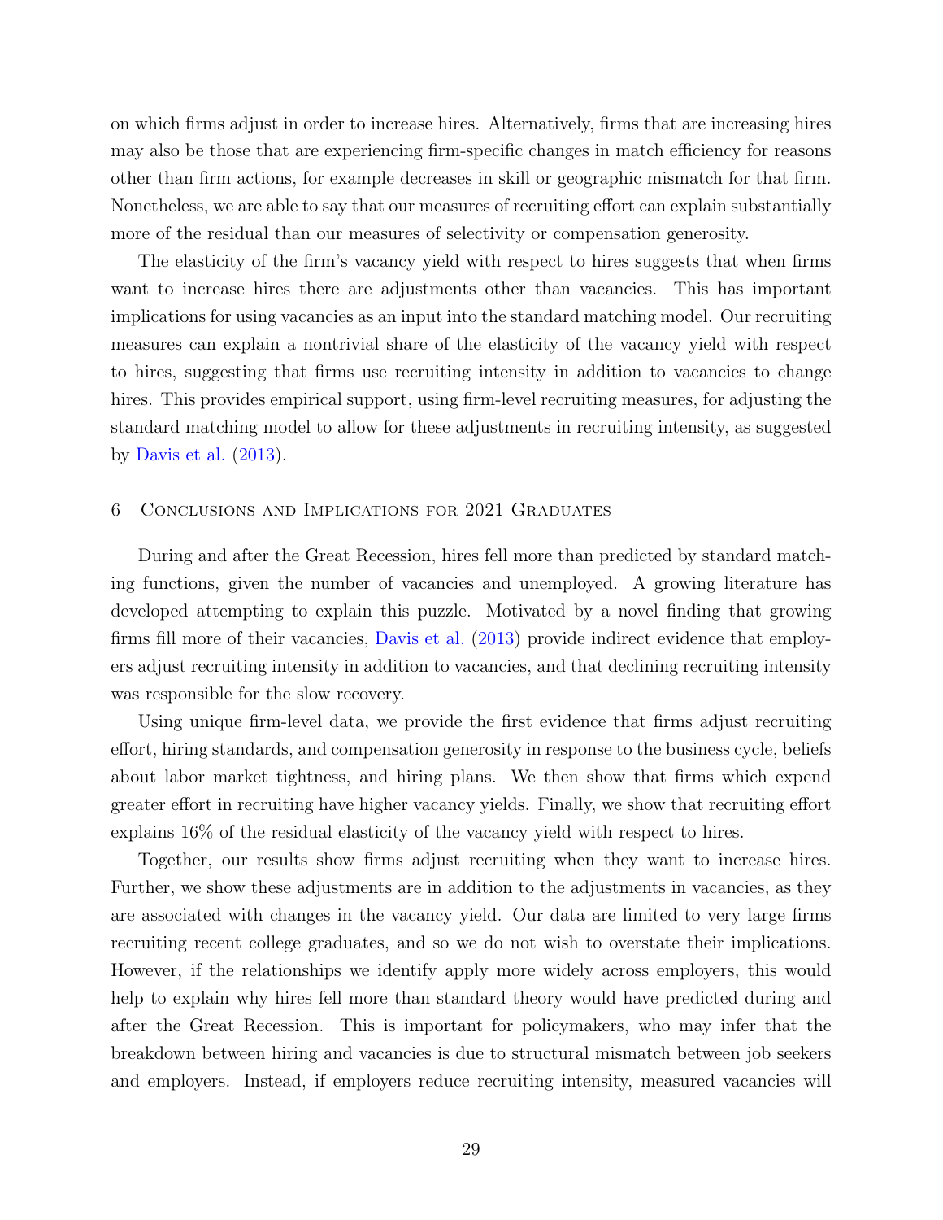on which firms adjust in order to increase hires. Alternatively, firms that are increasing hires may also be those that are experiencing firm-specific changes in match efficiency for reasons other than firm actions, for example decreases in skill or geographic mismatch for that firm. Nonetheless, we are able to say that our measures of recruiting effort can explain substantially more of the residual than our measures of selectivity or compensation generosity.

The elasticity of the firm's vacancy yield with respect to hires suggests that when firms want to increase hires there are adjustments other than vacancies. This has important implications for using vacancies as an input into the standard matching model. Our recruiting measures can explain a nontrivial share of the elasticity of the vacancy yield with respect to hires, suggesting that firms use recruiting intensity in addition to vacancies to change hires. This provides empirical support, using firm-level recruiting measures, for adjusting the standard matching model to allow for these adjustments in recruiting intensity, as suggested by Davis et al. (2013).

## 6 Conclusions and Implications for 2021 Graduates

During and after the Great Recession, hires fell more than predicted by standard matching functions, given the number of vacancies and unemployed. A growing literature has developed attempting to explain this puzzle. Motivated by a novel finding that growing firms fill more of their vacancies, Davis et al. (2013) provide indirect evidence that employers adjust recruiting intensity in addition to vacancies, and that declining recruiting intensity was responsible for the slow recovery.

Using unique firm-level data, we provide the first evidence that firms adjust recruiting effort, hiring standards, and compensation generosity in response to the business cycle, beliefs about labor market tightness, and hiring plans. We then show that firms which expend greater effort in recruiting have higher vacancy yields. Finally, we show that recruiting effort explains 16% of the residual elasticity of the vacancy yield with respect to hires.

Together, our results show firms adjust recruiting when they want to increase hires. Further, we show these adjustments are in addition to the adjustments in vacancies, as they are associated with changes in the vacancy yield. Our data are limited to very large firms recruiting recent college graduates, and so we do not wish to overstate their implications. However, if the relationships we identify apply more widely across employers, this would help to explain why hires fell more than standard theory would have predicted during and after the Great Recession. This is important for policymakers, who may infer that the breakdown between hiring and vacancies is due to structural mismatch between job seekers and employers. Instead, if employers reduce recruiting intensity, measured vacancies will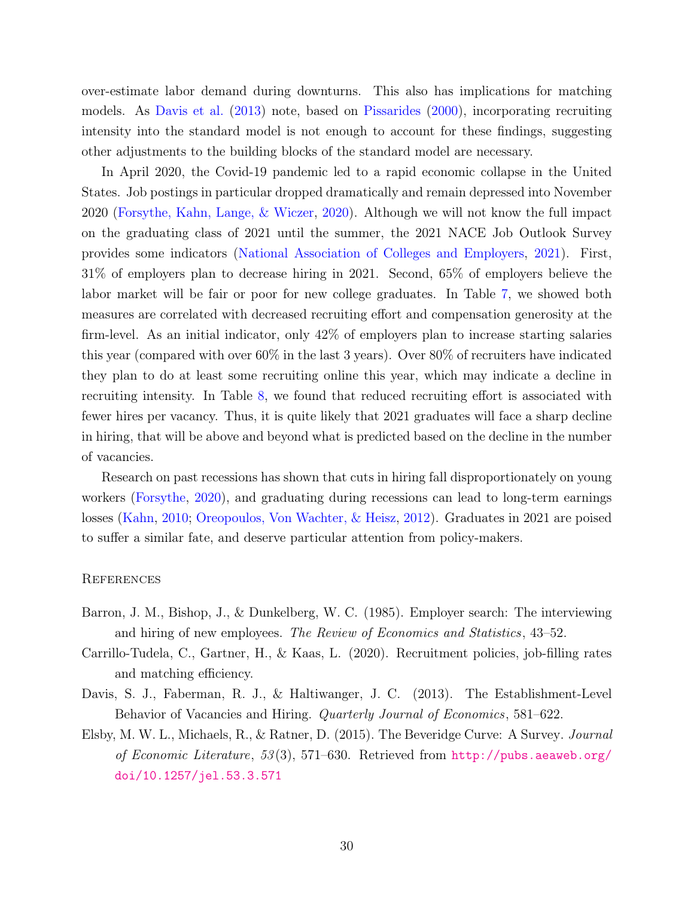over-estimate labor demand during downturns. This also has implications for matching models. As Davis et al. (2013) note, based on Pissarides (2000), incorporating recruiting intensity into the standard model is not enough to account for these findings, suggesting other adjustments to the building blocks of the standard model are necessary.

In April 2020, the Covid-19 pandemic led to a rapid economic collapse in the United States. Job postings in particular dropped dramatically and remain depressed into November 2020 (Forsythe, Kahn, Lange, & Wiczer, 2020). Although we will not know the full impact on the graduating class of 2021 until the summer, the 2021 NACE Job Outlook Survey provides some indicators (National Association of Colleges and Employers, 2021). First, 31% of employers plan to decrease hiring in 2021. Second, 65% of employers believe the labor market will be fair or poor for new college graduates. In Table 7, we showed both measures are correlated with decreased recruiting effort and compensation generosity at the firm-level. As an initial indicator, only 42% of employers plan to increase starting salaries this year (compared with over 60% in the last 3 years). Over 80% of recruiters have indicated they plan to do at least some recruiting online this year, which may indicate a decline in recruiting intensity. In Table 8, we found that reduced recruiting effort is associated with fewer hires per vacancy. Thus, it is quite likely that 2021 graduates will face a sharp decline in hiring, that will be above and beyond what is predicted based on the decline in the number of vacancies.

Research on past recessions has shown that cuts in hiring fall disproportionately on young workers (Forsythe, 2020), and graduating during recessions can lead to long-term earnings losses (Kahn, 2010; Oreopoulos, Von Wachter, & Heisz, 2012). Graduates in 2021 are poised to suffer a similar fate, and deserve particular attention from policy-makers.

## References

Barron, J. M., Bishop, J., & Dunkelberg, W. C. (1985). Employer search: The interviewing and hiring of new employees. *The Review of Economics and Statistics*, 43–52.

Carrillo-Tudela, C., Gartner, H., & Kaas, L. (2020). Recruitment policies, job-filling rates and matching efficiency.

Davis, S. J., Faberman, R. J., & Haltiwanger, J. C. (2013). The Establishment-Level Behavior of Vacancies and Hiring. *Quarterly Journal of Economics*, 581–622.

Elsby, M. W. L., Michaels, R., & Ratner, D. (2015). The Beveridge Curve: A Survey. *Journal of Economic Literature*, *53*(3), 571–630. Retrieved from http://pubs.aeaweb.org/doi/10.1257/jel.53.3.571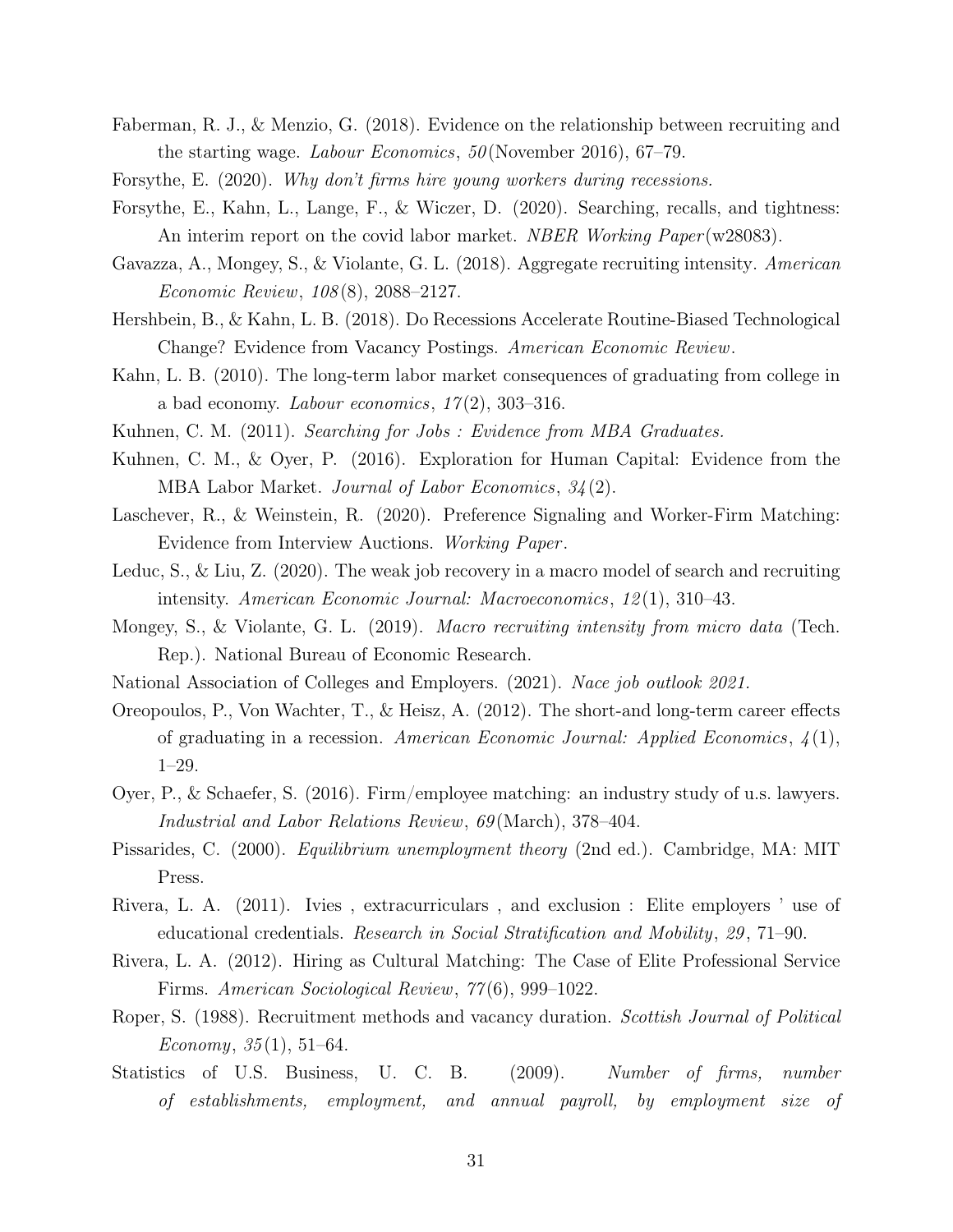Faberman, R. J., & Menzio, G. (2018). Evidence on the relationship between recruiting and the starting wage. *Labour Economics*, *50*(November 2016), 67–79.

Forsythe, E. (2020). *Why don't firms hire young workers during recessions.*

Forsythe, E., Kahn, L., Lange, F., & Wiczer, D. (2020). Searching, recalls, and tightness: An interim report on the covid labor market. *NBER Working Paper*(w28083).

Gavazza, A., Mongey, S., & Violante, G. L. (2018). Aggregate recruiting intensity. *American Economic Review*, *108*(8), 2088–2127.

Hershbein, B., & Kahn, L. B. (2018). Do Recessions Accelerate Routine-Biased Technological Change? Evidence from Vacancy Postings. *American Economic Review*.

Kahn, L. B. (2010). The long-term labor market consequences of graduating from college in a bad economy. *Labour economics*, *17*(2), 303–316.

Kuhnen, C. M. (2011). *Searching for Jobs : Evidence from MBA Graduates.*

Kuhnen, C. M., & Oyer, P. (2016). Exploration for Human Capital: Evidence from the MBA Labor Market. *Journal of Labor Economics*, *34*(2).

Laschever, R., & Weinstein, R. (2020). Preference Signaling and Worker-Firm Matching: Evidence from Interview Auctions. *Working Paper*.

Leduc, S., & Liu, Z. (2020). The weak job recovery in a macro model of search and recruiting intensity. *American Economic Journal: Macroeconomics*, *12*(1), 310–43.

Mongey, S., & Violante, G. L. (2019). *Macro recruiting intensity from micro data* (Tech. Rep.). National Bureau of Economic Research.

National Association of Colleges and Employers. (2021). *Nace job outlook 2021.*

Oreopoulos, P., Von Wachter, T., & Heisz, A. (2012). The short-and long-term career effects of graduating in a recession. *American Economic Journal: Applied Economics*, *4*(1), 1–29.

Oyer, P., & Schaefer, S. (2016). Firm/employee matching: an industry study of u.s. lawyers. *Industrial and Labor Relations Review*, *69*(March), 378–404.

Pissarides, C. (2000). *Equilibrium unemployment theory* (2nd ed.). Cambridge, MA: MIT Press.

Rivera, L. A. (2011). Ivies , extracurriculars , and exclusion : Elite employers ' use of educational credentials. *Research in Social Stratification and Mobility*, *29*, 71–90.

Rivera, L. A. (2012). Hiring as Cultural Matching: The Case of Elite Professional Service Firms. *American Sociological Review*, *77*(6), 999–1022.

Roper, S. (1988). Recruitment methods and vacancy duration. *Scottish Journal of Political Economy*, *35*(1), 51–64.

Statistics of U.S. Business, U. C. B. (2009). *Number of firms, number of establishments, employment, and annual payroll, by employment size of*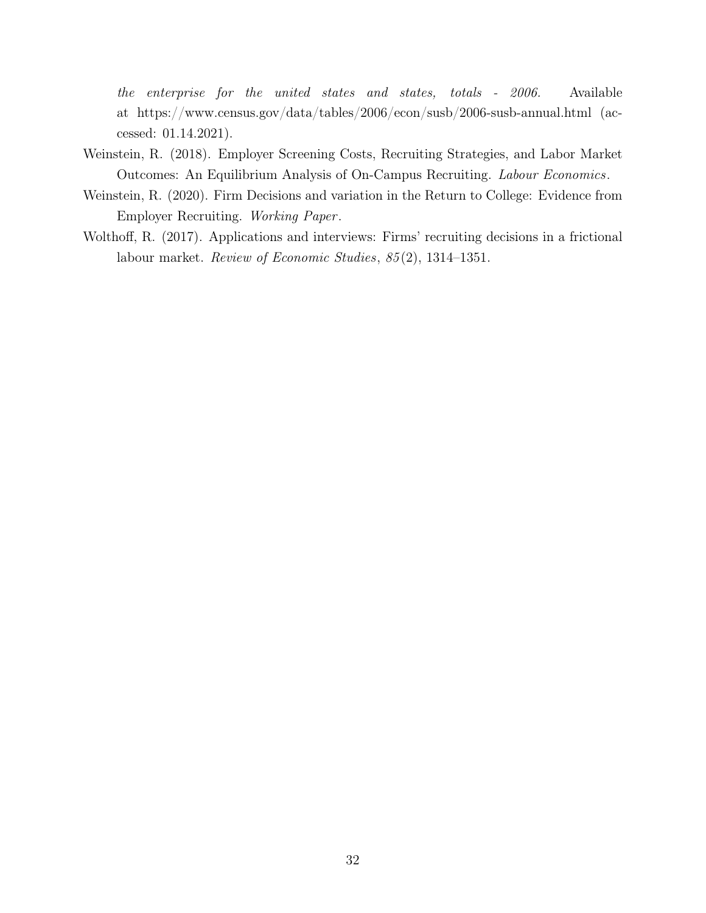*the enterprise for the united states and states, totals - 2006.* Available at https://www.census.gov/data/tables/2006/econ/susb/2006-susb-annual.html (accessed: 01.14.2021).

Weinstein, R. (2018). Employer Screening Costs, Recruiting Strategies, and Labor Market Outcomes: An Equilibrium Analysis of On-Campus Recruiting. *Labour Economics*.

Weinstein, R. (2020). Firm Decisions and variation in the Return to College: Evidence from Employer Recruiting. *Working Paper*.

Wolthoff, R. (2017). Applications and interviews: Firms' recruiting decisions in a frictional labour market. *Review of Economic Studies*, *85*(2), 1314–1351.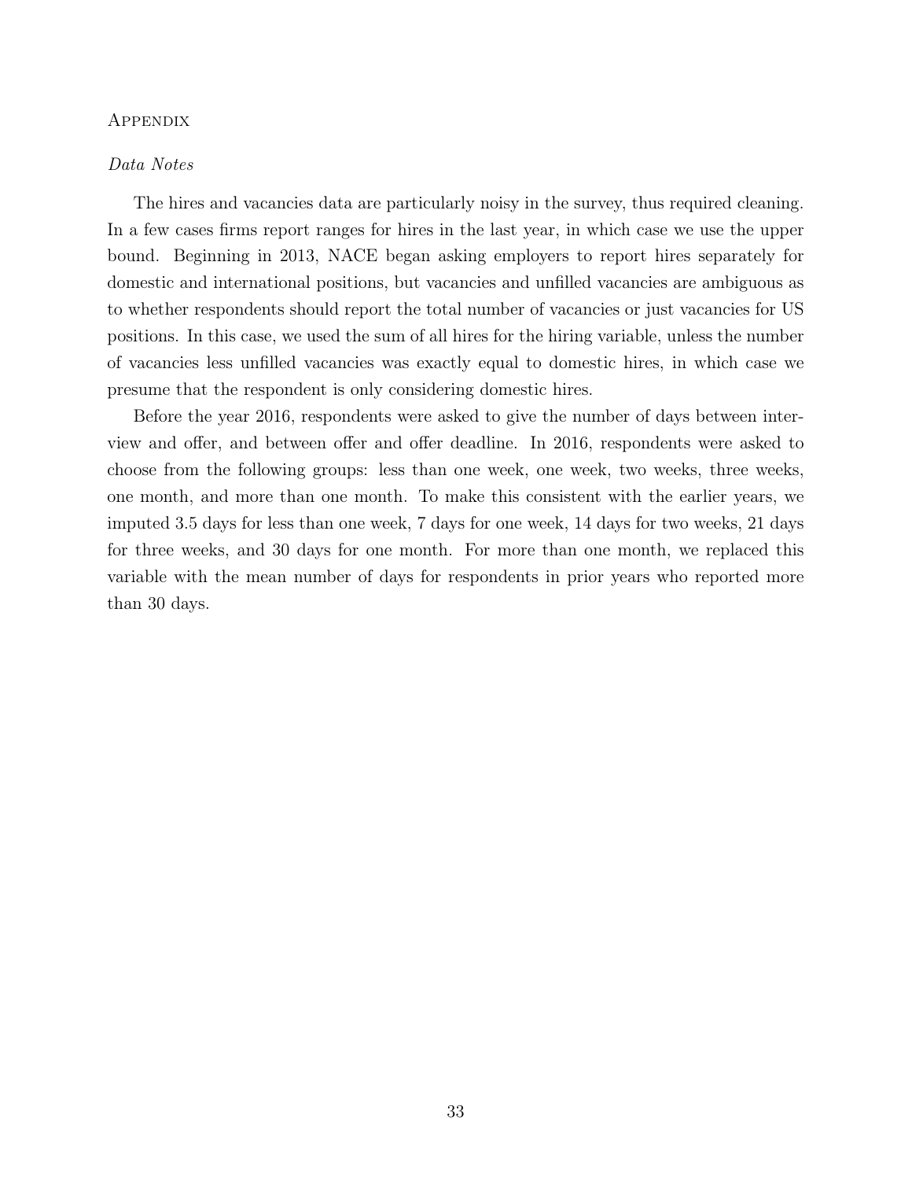# Appendix

*Data Notes*

The hires and vacancies data are particularly noisy in the survey, thus required cleaning. In a few cases firms report ranges for hires in the last year, in which case we use the upper bound. Beginning in 2013, NACE began asking employers to report hires separately for domestic and international positions, but vacancies and unfilled vacancies are ambiguous as to whether respondents should report the total number of vacancies or just vacancies for US positions. In this case, we used the sum of all hires for the hiring variable, unless the number of vacancies less unfilled vacancies was exactly equal to domestic hires, in which case we presume that the respondent is only considering domestic hires.

Before the year 2016, respondents were asked to give the number of days between interview and offer, and between offer and offer deadline. In 2016, respondents were asked to choose from the following groups: less than one week, one week, two weeks, three weeks, one month, and more than one month. To make this consistent with the earlier years, we imputed 3.5 days for less than one week, 7 days for one week, 14 days for two weeks, 21 days for three weeks, and 30 days for one month. For more than one month, we replaced this variable with the mean number of days for respondents in prior years who reported more than 30 days.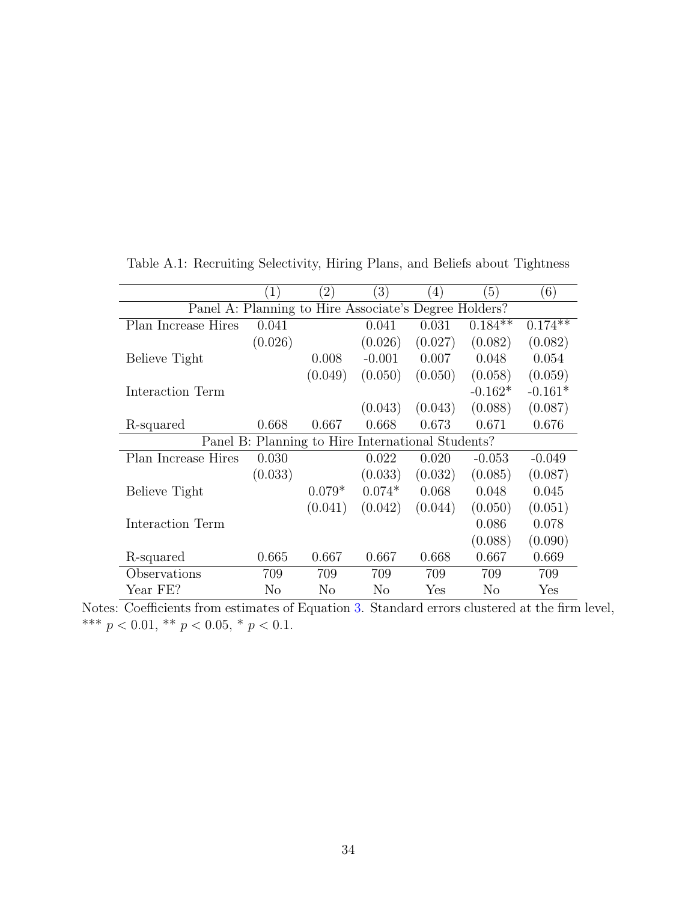Table A.1: Recruiting Selectivity, Hiring Plans, and Beliefs about Tightness

| | (1) | (2) | (3) | (4) | (5) | (6) |
|---|---|---|---|---|---|---|
| Panel A: Planning to Hire Associate's Degree Holders? | | | | | | |
| Plan Increase Hires | 0.041 | | 0.041 | 0.031 | 0.184** | 0.174** |
| | (0.026) | | (0.026) | (0.027) | (0.082) | (0.082) |
| Believe Tight | | 0.008 | -0.001 | 0.007 | 0.048 | 0.054 |
| | | (0.049) | (0.050) | (0.050) | (0.058) | (0.059) |
| Interaction Term | | | | | -0.162* | -0.161* |
| | | | (0.043) | (0.043) | (0.088) | (0.087) |
| R-squared | 0.668 | 0.667 | 0.668 | 0.673 | 0.671 | 0.676 |
| Panel B: Planning to Hire International Students? | | | | | | |
| Plan Increase Hires | 0.030 | | 0.022 | 0.020 | -0.053 | -0.049 |
| | (0.033) | | (0.033) | (0.032) | (0.085) | (0.087) |
| Believe Tight | | 0.079* | 0.074* | 0.068 | 0.048 | 0.045 |
| | | (0.041) | (0.042) | (0.044) | (0.050) | (0.051) |
| Interaction Term | | | | | 0.086 | 0.078 |
| | | | | | (0.088) | (0.090) |
| R-squared | 0.665 | 0.667 | 0.667 | 0.668 | 0.667 | 0.669 |
| Observations | 709 | 709 | 709 | 709 | 709 | 709 |
| Year FE? | No | No | No | Yes | No | Yes |

Notes: Coefficients from estimates of Equation 3. Standard errors clustered at the firm level, *** $p < 0.01$, ** $p < 0.05$, * $p < 0.1$.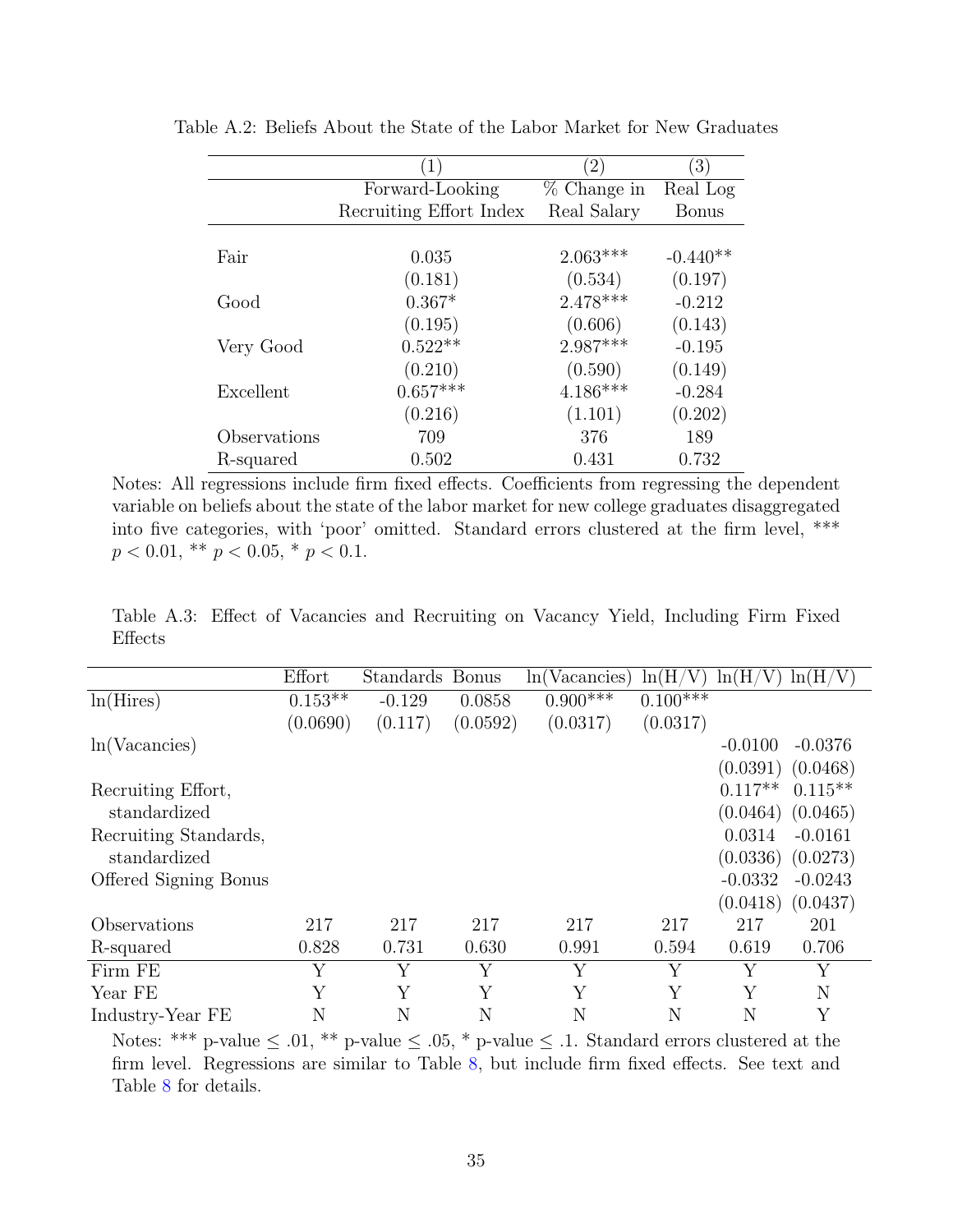Table A.2: Beliefs About the State of the Labor Market for New Graduates

| | (1) | (2) | (3) |
|---|---|---|---|
| | Forward-Looking Recruiting Effort Index | % Change in Real Salary | Real Log Bonus |
| Fair | 0.035 | 2.063*** | -0.440** |
| | (0.181) | (0.534) | (0.197) |
| Good | 0.367* | 2.478*** | -0.212 |
| | (0.195) | (0.606) | (0.143) |
| Very Good | 0.522** | 2.987*** | -0.195 |
| | (0.210) | (0.590) | (0.149) |
| Excellent | 0.657*** | 4.186*** | -0.284 |
| | (0.216) | (1.101) | (0.202) |
| Observations | 709 | 376 | 189 |
| R-squared | 0.502 | 0.431 | 0.732 |

Notes: All regressions include firm fixed effects. Coefficients from regressing the dependent variable on beliefs about the state of the labor market for new college graduates disaggregated into five categories, with 'poor' omitted. Standard errors clustered at the firm level, *** $p < 0.01$, ** $p < 0.05$, * $p < 0.1$.

Table A.3: Effect of Vacancies and Recruiting on Vacancy Yield, Including Firm Fixed Effects

| | Effort | Standards | Bonus | ln(Vacancies) | ln(H/V) | ln(H/V) | ln(H/V) |
|---|---|---|---|---|---|---|---|
| ln(Hires) | 0.153** | -0.129 | 0.0858 | 0.900*** | 0.100*** | | |
| | (0.0690) | (0.117) | (0.0592) | (0.0317) | (0.0317) | | |
| ln(Vacancies) | | | | | | -0.0100 | -0.0376 |
| | | | | | | (0.0391) | (0.0468) |
| Recruiting Effort, standardized | | | | | | 0.117** | 0.115** |
| | | | | | | (0.0464) | (0.0465) |
| Recruiting Standards, standardized | | | | | | 0.0314 | -0.0161 |
| | | | | | | (0.0336) | (0.0273) |
| Offered Signing Bonus | | | | | | -0.0332 | -0.0243 |
| | | | | | | (0.0418) | (0.0437) |
| Observations | 217 | 217 | 217 | 217 | 217 | 217 | 201 |
| R-squared | 0.828 | 0.731 | 0.630 | 0.991 | 0.594 | 0.619 | 0.706 |
| Firm FE | Y | Y | Y | Y | Y | Y | Y |
| Year FE | Y | Y | Y | Y | Y | Y | N |
| Industry-Year FE | N | N | N | N | N | N | Y |

Notes: *** p-value $\leq .01$, ** p-value $\leq .05$, * p-value $\leq .1$. Standard errors clustered at the firm level. Regressions are similar to Table 8, but include firm fixed effects. See text and Table 8 for details.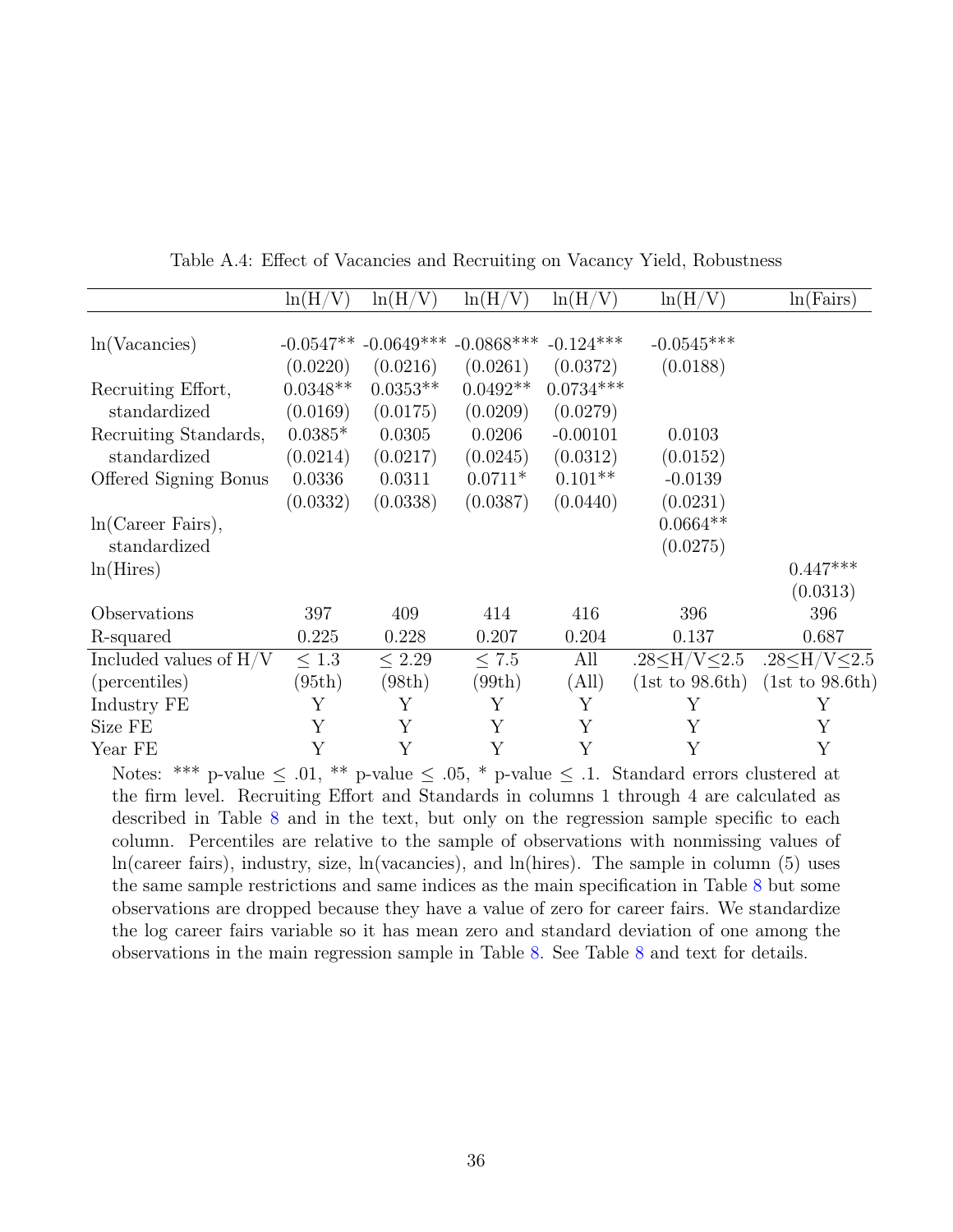Table A.4: Effect of Vacancies and Recruiting on Vacancy Yield, Robustness

| | ln(H/V) | ln(H/V) | ln(H/V) | ln(H/V) | ln(H/V) | ln(Fairs) |
|---|---|---|---|---|---|---|
| ln(Vacancies) | -0.0547** | -0.0649*** | -0.0868*** | -0.124*** | -0.0545*** | |
| | (0.0220) | (0.0216) | (0.0261) | (0.0372) | (0.0188) | |
| Recruiting Effort, | 0.0348** | 0.0353** | 0.0492** | 0.0734*** | | |
| standardized | (0.0169) | (0.0175) | (0.0209) | (0.0279) | | |
| Recruiting Standards, | 0.0385* | 0.0305 | 0.0206 | -0.00101 | 0.0103 | |
| standardized | (0.0214) | (0.0217) | (0.0245) | (0.0312) | (0.0152) | |
| Offered Signing Bonus | 0.0336 | 0.0311 | 0.0711* | 0.101** | -0.0139 | |
| | (0.0332) | (0.0338) | (0.0387) | (0.0440) | (0.0231) | |
| ln(Career Fairs), | | | | | 0.0664** | |
| standardized | | | | | (0.0275) | |
| ln(Hires) | | | | | | 0.447*** |
| | | | | | | (0.0313) |
| Observations | 397 | 409 | 414 | 416 | 396 | 396 |
| R-squared | 0.225 | 0.228 | 0.207 | 0.204 | 0.137 | 0.687 |
| Included values of H/V | $\leq 1.3$ | $\leq 2.29$ | $\leq 7.5$ | All | $.28 \leq H/V \leq 2.5$ | $.28 \leq H/V \leq 2.5$ |
| (percentiles) | (95th) | (98th) | (99th) | (All) | (1st to 98.6th) | (1st to 98.6th) |
| Industry FE | Y | Y | Y | Y | Y | Y |
| Size FE | Y | Y | Y | Y | Y | Y |
| Year FE | Y | Y | Y | Y | Y | Y |

Notes: *** p-value $\leq$ .01, ** p-value $\leq$ .05, * p-value $\leq$ .1. Standard errors clustered at the firm level. Recruiting Effort and Standards in columns 1 through 4 are calculated as described in Table 8 and in the text, but only on the regression sample specific to each column. Percentiles are relative to the sample of observations with nonmissing values of ln(career fairs), industry, size, ln(vacancies), and ln(hires). The sample in column (5) uses the same sample restrictions and same indices as the main specification in Table 8 but some observations are dropped because they have a value of zero for career fairs. We standardize the log career fairs variable so it has mean zero and standard deviation of one among the observations in the main regression sample in Table 8. See Table 8 and text for details.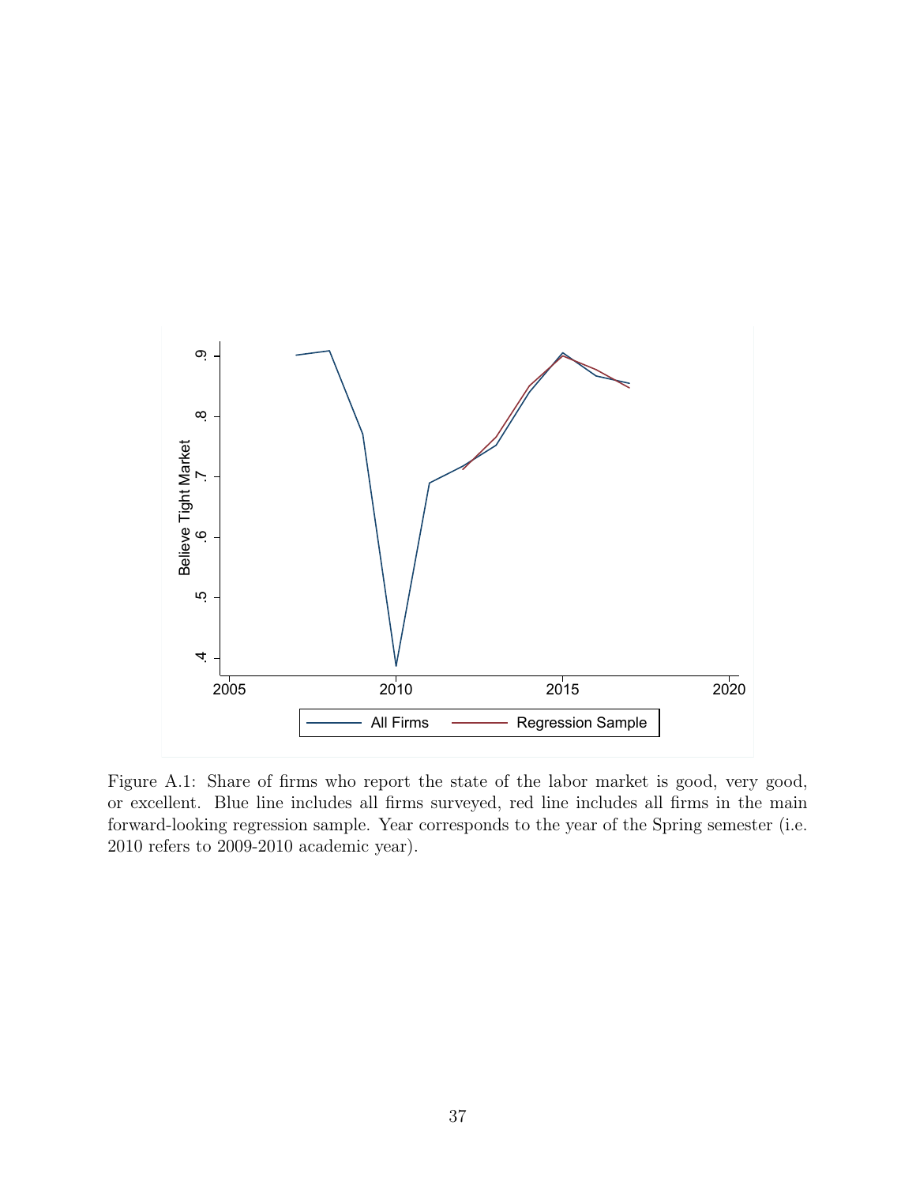Figure A.1: Share of firms who report the state of the labor market is good, very good, or excellent. Blue line includes all firms surveyed, red line includes all firms in the main forward-looking regression sample. Year corresponds to the year of the Spring semester (i.e. 2010 refers to 2009-2010 academic year).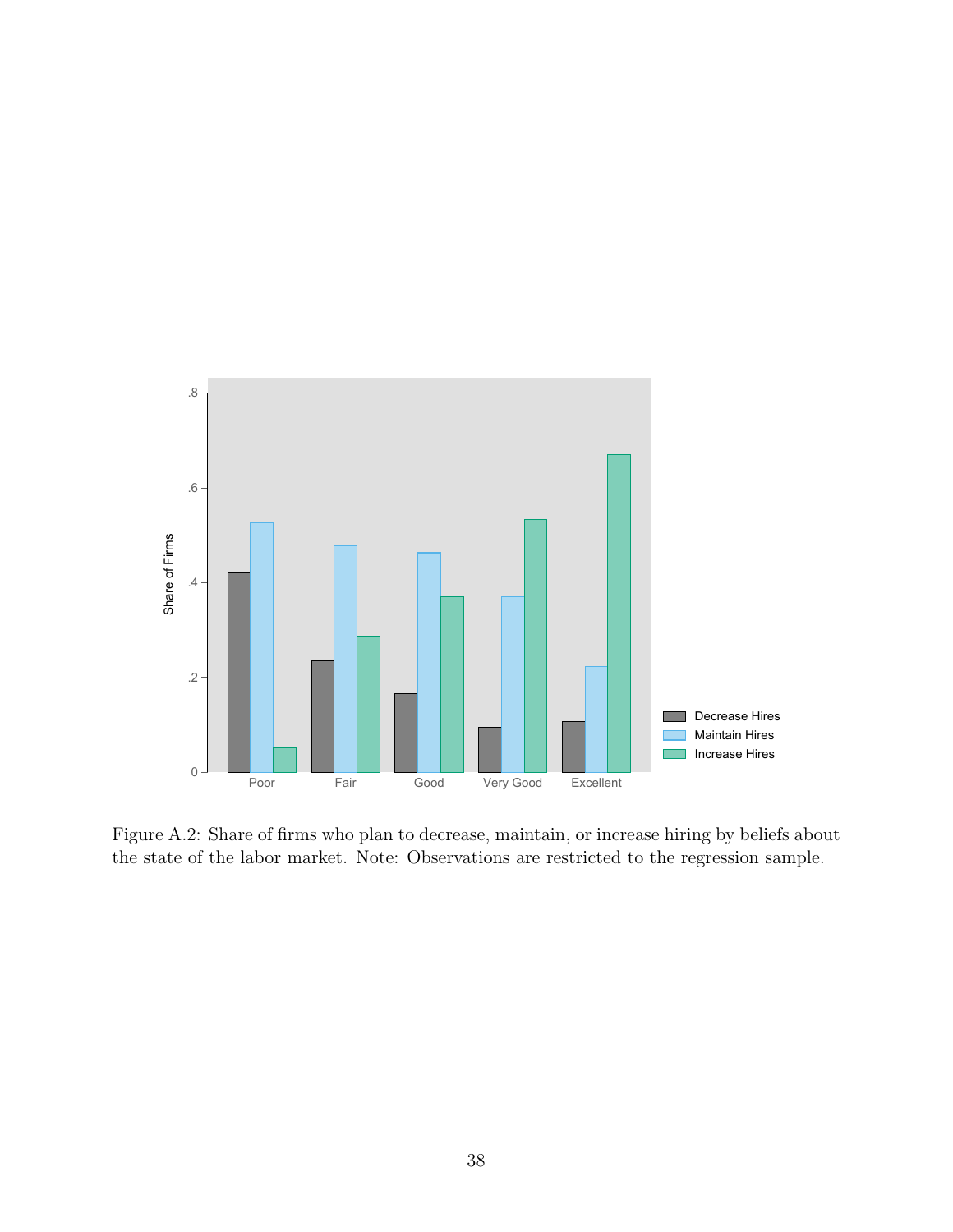Figure A.2: Share of firms who plan to decrease, maintain, or increase hiring by beliefs about the state of the labor market. Note: Observations are restricted to the regression sample.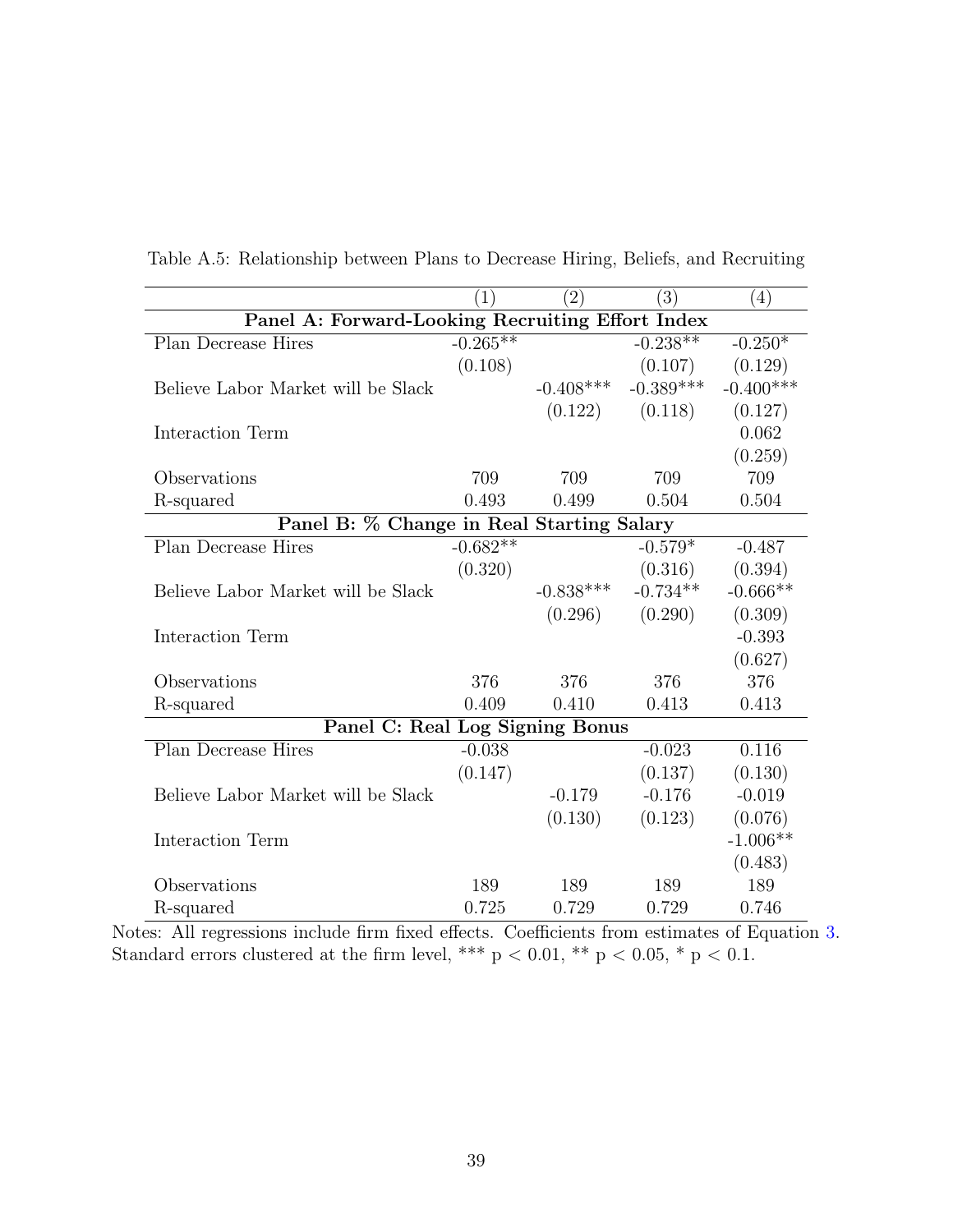Table A.5: Relationship between Plans to Decrease Hiring, Beliefs, and Recruiting

| | (1) | (2) | (3) | (4) |
|---|---|---|---|---|
| **Panel A: Forward-Looking Recruiting Effort Index** | | | | |
| Plan Decrease Hires | -0.265** | | -0.238** | -0.250* |
| | (0.108) | | (0.107) | (0.129) |
| Believe Labor Market will be Slack | | -0.408*** | -0.389*** | -0.400*** |
| | | (0.122) | (0.118) | (0.127) |
| Interaction Term | | | | 0.062 |
| | | | | (0.259) |
| Observations | 709 | 709 | 709 | 709 |
| R-squared | 0.493 | 0.499 | 0.504 | 0.504 |
| **Panel B: % Change in Real Starting Salary** | | | | |
| Plan Decrease Hires | -0.682** | | -0.579* | -0.487 |
| | (0.320) | | (0.316) | (0.394) |
| Believe Labor Market will be Slack | | -0.838*** | -0.734** | -0.666** |
| | | (0.296) | (0.290) | (0.309) |
| Interaction Term | | | | -0.393 |
| | | | | (0.627) |
| Observations | 376 | 376 | 376 | 376 |
| R-squared | 0.409 | 0.410 | 0.413 | 0.413 |
| **Panel C: Real Log Signing Bonus** | | | | |
| Plan Decrease Hires | -0.038 | | -0.023 | 0.116 |
| | (0.147) | | (0.137) | (0.130) |
| Believe Labor Market will be Slack | | -0.179 | -0.176 | -0.019 |
| | | (0.130) | (0.123) | (0.076) |
| Interaction Term | | | | -1.006** |
| | | | | (0.483) |
| Observations | 189 | 189 | 189 | 189 |
| R-squared | 0.725 | 0.729 | 0.729 | 0.746 |

Notes: All regressions include firm fixed effects. Coefficients from estimates of Equation 3. Standard errors clustered at the firm level, *** $p < 0.01$, ** $p < 0.05$, * $p < 0.1$.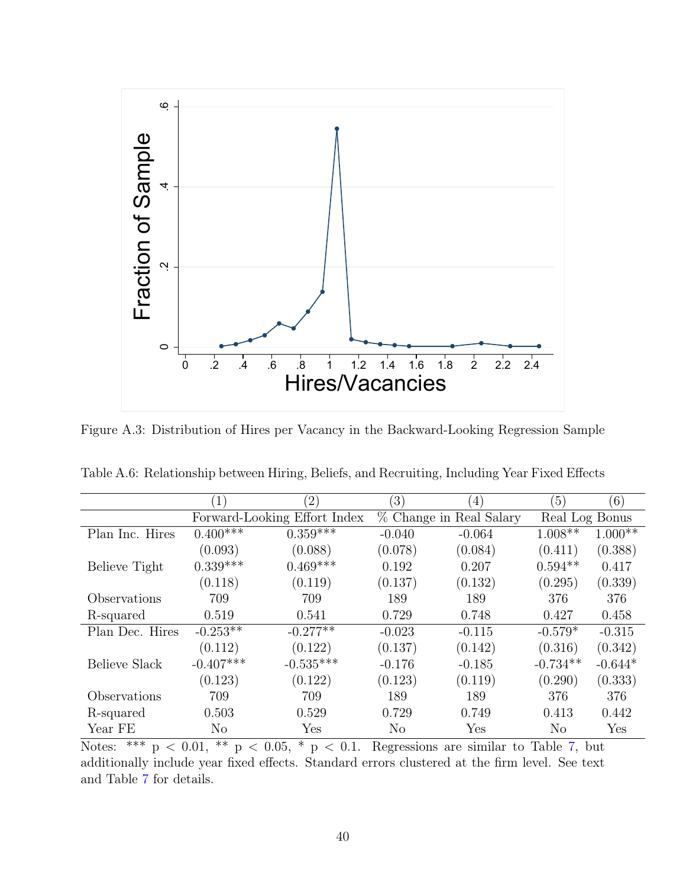Figure A.3: Distribution of Hires per Vacancy in the Backward-Looking Regression Sample

Table A.6: Relationship between Hiring, Beliefs, and Recruiting, Including Year Fixed Effects

| | (1) | (2) | (3) | (4) | (5) | (6) |
|---|---|---|---|---|---|---|
| | Forward-Looking Effort Index | | % Change in Real Salary | | Real Log Bonus | |
| Plan Inc. Hires | 0.400*** | 0.359*** | -0.040 | -0.064 | 1.008** | 1.000** |
| | (0.093) | (0.088) | (0.078) | (0.084) | (0.411) | (0.388) |
| Believe Tight | 0.339*** | 0.469*** | 0.192 | 0.207 | 0.594** | 0.417 |
| | (0.118) | (0.119) | (0.137) | (0.132) | (0.295) | (0.339) |
| Observations | 709 | 709 | 189 | 189 | 376 | 376 |
| R-squared | 0.519 | 0.541 | 0.729 | 0.748 | 0.427 | 0.458 |
| Plan Dec. Hires | -0.253** | -0.277** | -0.023 | -0.115 | -0.579* | -0.315 |
| | (0.112) | (0.122) | (0.137) | (0.142) | (0.316) | (0.342) |
| Believe Slack | -0.407*** | -0.535*** | -0.176 | -0.185 | -0.734** | -0.644* |
| | (0.123) | (0.122) | (0.123) | (0.119) | (0.290) | (0.333) |
| Observations | 709 | 709 | 189 | 189 | 376 | 376 |
| R-squared | 0.503 | 0.529 | 0.729 | 0.749 | 0.413 | 0.442 |
| Year FE | No | Yes | No | Yes | No | Yes |

Notes: *** $p < 0.01$, ** $p < 0.05$, * $p < 0.1$. Regressions are similar to Table 7, but additionally include year fixed effects. Standard errors clustered at the firm level. See text and Table 7 for details.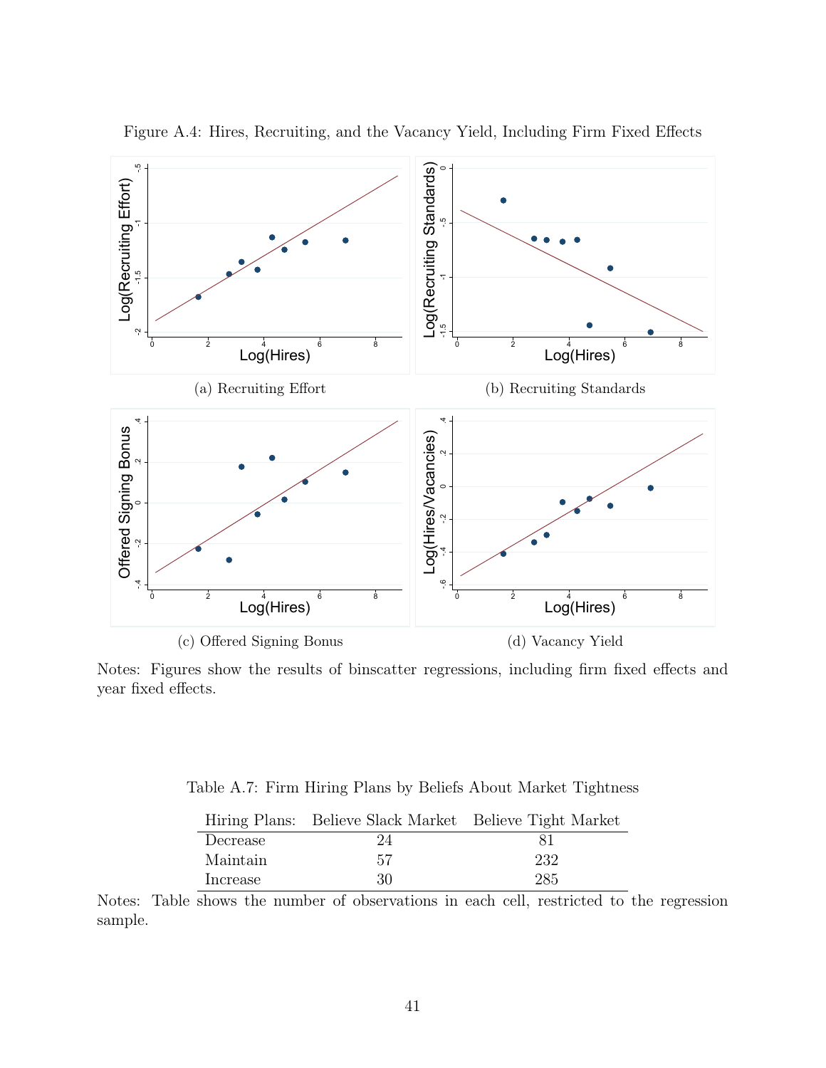Figure A.4: Hires, Recruiting, and the Vacancy Yield, Including Firm Fixed Effects

(a) Recruiting Effort

(b) Recruiting Standards

(c) Offered Signing Bonus

(d) Vacancy Yield

Notes: Figures show the results of binscatter regressions, including firm fixed effects and year fixed effects.

Table A.7: Firm Hiring Plans by Beliefs About Market Tightness

| Hiring Plans: | Believe Slack Market | Believe Tight Market |
|---|---|---|
| Decrease | 24 | 81 |
| Maintain | 57 | 232 |
| Increase | 30 | 285 |

Notes: Table shows the number of observations in each cell, restricted to the regression sample.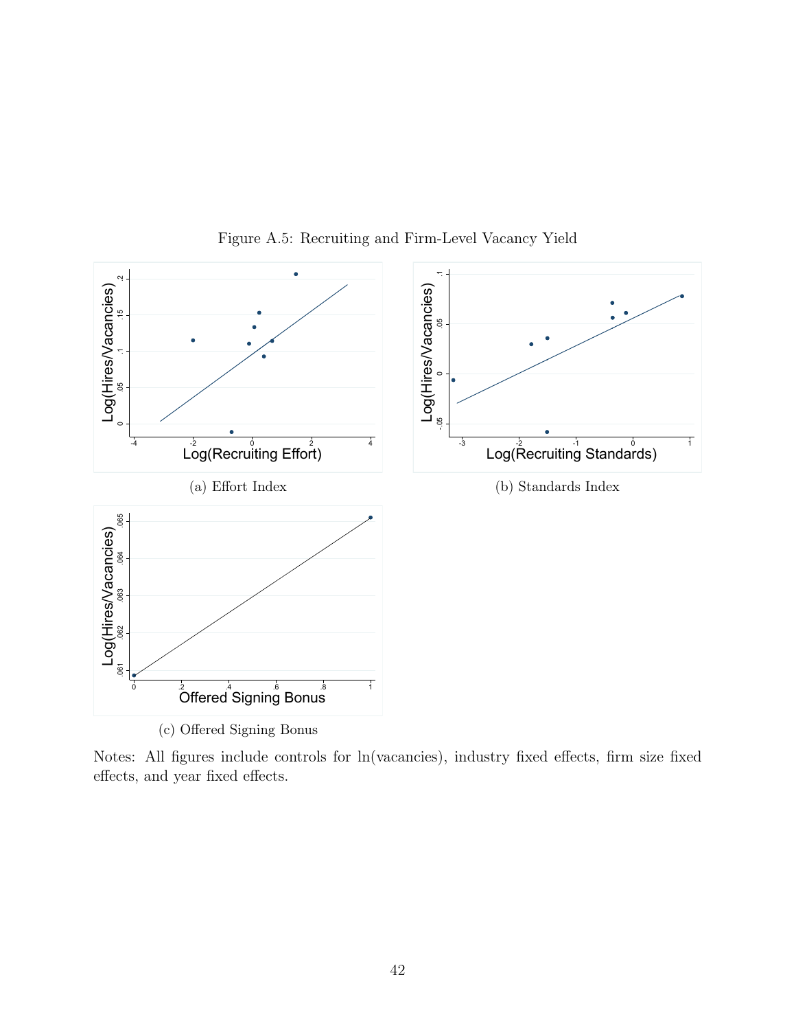Figure A.5: Recruiting and Firm-Level Vacancy Yield

Log(Hires/Vacancies)

.2
.15
.1
.05
0

-4
-2
0
2
4

Log(Recruiting Effort)

(a) Effort Index

Log(Hires/Vacancies)

.1
.05
0
-.05

-3
-2
-1
0
1

Log(Recruiting Standards)

(b) Standards Index

Log(Hires/Vacancies)

.065
.064
.063
.062
.061

0
.2
.4
.6
.8
1

Offered Signing Bonus

(c) Offered Signing Bonus

Notes: All figures include controls for ln(vacancies), industry fixed effects, firm size fixed effects, and year fixed effects.